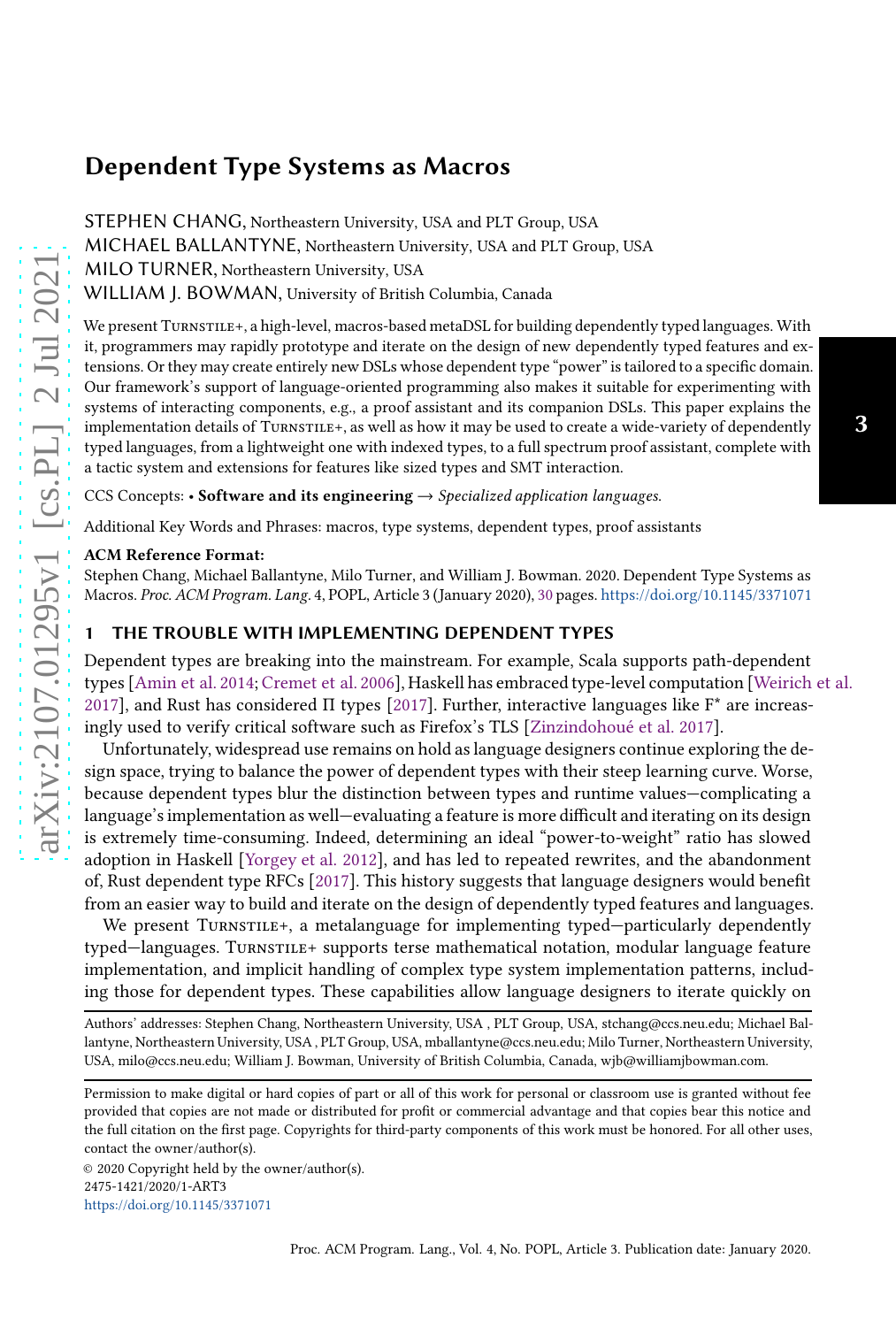# Dependent Type Systems as Macros

STEPHEN CHANG, Northeastern University, USA and PLT Group, USA

MICHAEL BALLANTYNE, Northeastern University, USA and PLT Group, USA

MILO TURNER, Northeastern University, USA

WILLIAM J. BOWMAN, University of British Columbia, Canada

We present Turnstile+, a high-level, macros-based metaDSL for building dependently typed languages. With it, programmers may rapidly prototype and iterate on the design of new dependently typed features and extensions. Or they may create entirely new DSLs whose dependent type "power" is tailored to a specific domain. Our framework's support of language-oriented programming also makes it suitable for experimenting with systems of interacting components, e.g., a proof assistant and its companion DSLs. This paper explains the implementation details of Turnstile+, as well as how it may be used to create a wide-variety of dependently typed languages, from a lightweight one with indexed types, to a full spectrum proof assistant, complete with a tactic system and extensions for features like sized types and SMT interaction.

CCS Concepts: • **Software and its engineering** → *Specialized application languages*.

Additional Key Words and Phrases: macros, type systems, dependent types, proof assistants

**ACM Reference Format:**

Stephen Chang, Michael Ballantyne, Milo Turner, and William J. Bowman. 2020. Dependent Type Systems as Macros. *Proc. ACM Program. Lang.* 4, POPL, Article 3 (January 2020), 30 pages. https://doi.org/10.1145/3371071

## 1 THE TROUBLE WITH IMPLEMENTING DEPENDENT TYPES

Dependent types are breaking into the mainstream. For example, Scala supports path-dependent types [Amin et al. 2014; Cremet et al. 2006], Haskell has embraced type-level computation [Weirich et al. 2017], and Rust has considered Π types [2017]. Further, interactive languages like F* are increasingly used to verify critical software such as Firefox's TLS [Zinzindohoué et al. 2017].

Unfortunately, widespread use remains on hold as language designers continue exploring the design space, trying to balance the power of dependent types with their steep learning curve. Worse, because dependent types blur the distinction between types and runtime values—complicating a language's implementation as well—evaluating a feature is more difficult and iterating on its design is extremely time-consuming. Indeed, determining an ideal "power-to-weight" ratio has slowed adoption in Haskell [Yorgey et al. 2012], and has led to repeated rewrites, and the abandonment of, Rust dependent type RFCs [2017]. This history suggests that language designers would benefit from an easier way to build and iterate on the design of dependently typed features and languages.

We present Turnstile+, a metalanguage for implementing typed—particularly dependently typed—languages. Turnstile+ supports terse mathematical notation, modular language feature implementation, and implicit handling of complex type system implementation patterns, including those for dependent types. These capabilities allow language designers to iterate quickly on

Authors' addresses: Stephen Chang, Northeastern University, USA , PLT Group, USA, stchang@ccs.neu.edu; Michael Ballantyne, Northeastern University, USA , PLT Group, USA, mballantyne@ccs.neu.edu; Milo Turner, Northeastern University, USA, milo@ccs.neu.edu; William J. Bowman, University of British Columbia, Canada, wjb@williamjbowman.com.

Permission to make digital or hard copies of part or all of this work for personal or classroom use is granted without fee provided that copies are not made or distributed for profit or commercial advantage and that copies bear this notice and the full citation on the first page. Copyrights for third-party components of this work must be honored. For all other uses, contact the owner/author(s).

© 2020 Copyright held by the owner/author(s).
2475-1421/2020/1-ART3
https://doi.org/10.1145/3371071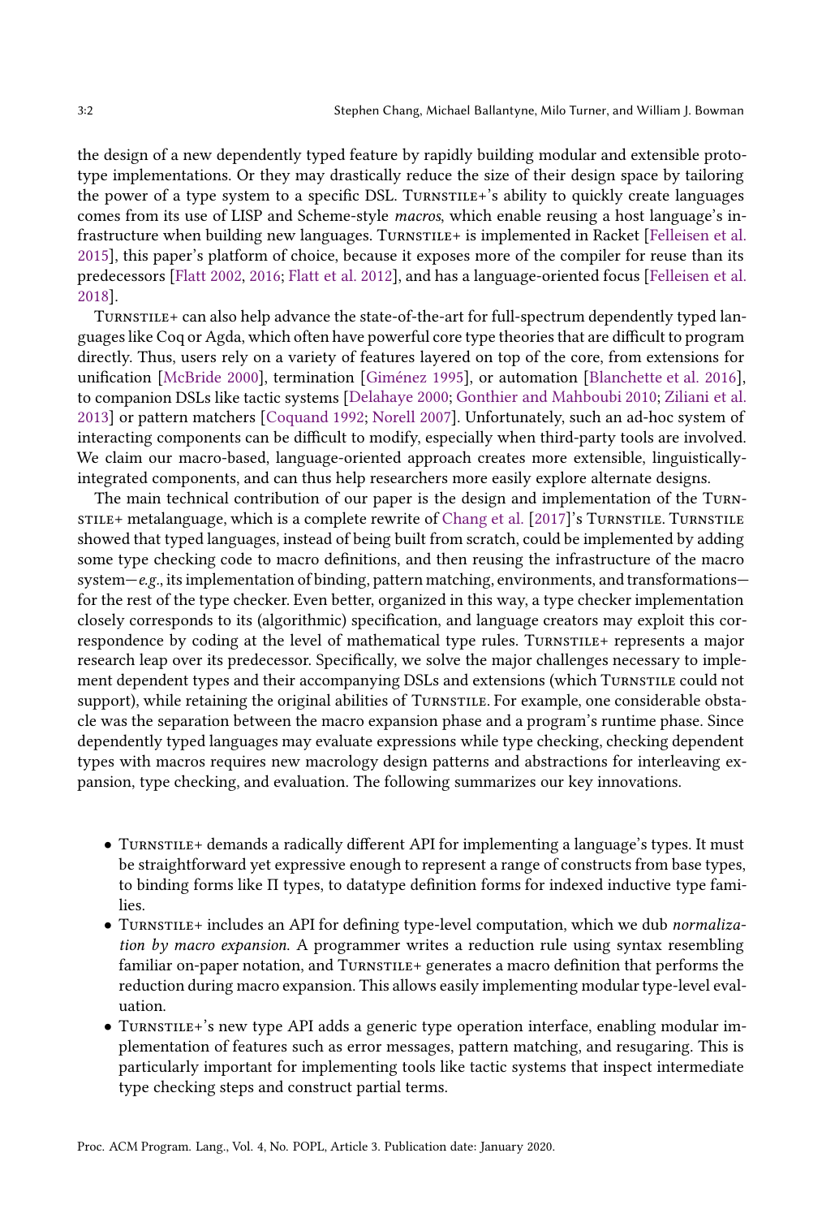the design of a new dependently typed feature by rapidly building modular and extensible prototype implementations. Or they may drastically reduce the size of their design space by tailoring the power of a type system to a specific DSL. Turnstile+'s ability to quickly create languages comes from its use of LISP and Scheme-style *macros*, which enable reusing a host language's infrastructure when building new languages. Turnstile+ is implemented in Racket [Felleisen et al. 2015], this paper's platform of choice, because it exposes more of the compiler for reuse than its predecessors [Flatt 2002, 2016; Flatt et al. 2012], and has a language-oriented focus [Felleisen et al. 2018].

Turnstile+ can also help advance the state-of-the-art for full-spectrum dependently typed languages like Coq or Agda, which often have powerful core type theories that are difficult to program directly. Thus, users rely on a variety of features layered on top of the core, from extensions for unification [McBride 2000], termination [Giménez 1995], or automation [Blanchette et al. 2016], to companion DSLs like tactic systems [Delahaye 2000; Gonthier and Mahboubi 2010; Ziliani et al. 2013] or pattern matchers [Coquand 1992; Norell 2007]. Unfortunately, such an ad-hoc system of interacting components can be difficult to modify, especially when third-party tools are involved. We claim our macro-based, language-oriented approach creates more extensible, linguistically-integrated components, and can thus help researchers more easily explore alternate designs.

The main technical contribution of our paper is the design and implementation of the Turnstile+ metalanguage, which is a complete rewrite of Chang et al. [2017]'s Turnstile. Turnstile showed that typed languages, instead of being built from scratch, could be implemented by adding some type checking code to macro definitions, and then reusing the infrastructure of the macro system—*e.g.*, its implementation of binding, pattern matching, environments, and transformations—for the rest of the type checker. Even better, organized in this way, a type checker implementation closely corresponds to its (algorithmic) specification, and language creators may exploit this correspondence by coding at the level of mathematical type rules. Turnstile+ represents a major research leap over its predecessor. Specifically, we solve the major challenges necessary to implement dependent types and their accompanying DSLs and extensions (which Turnstile could not support), while retaining the original abilities of Turnstile. For example, one considerable obstacle was the separation between the macro expansion phase and a program's runtime phase. Since dependently typed languages may evaluate expressions while type checking, checking dependent types with macros requires new macrology design patterns and abstractions for interleaving expansion, type checking, and evaluation. The following summarizes our key innovations.

- Turnstile+ demands a radically different API for implementing a language's types. It must be straightforward yet expressive enough to represent a range of constructs from base types, to binding forms like Π types, to datatype definition forms for indexed inductive type families.
- Turnstile+ includes an API for defining type-level computation, which we dub *normalization by macro expansion*. A programmer writes a reduction rule using syntax resembling familiar on-paper notation, and Turnstile+ generates a macro definition that performs the reduction during macro expansion. This allows easily implementing modular type-level evaluation.
- Turnstile+'s new type API adds a generic type operation interface, enabling modular implementation of features such as error messages, pattern matching, and resugaring. This is particularly important for implementing tools like tactic systems that inspect intermediate type checking steps and construct partial terms.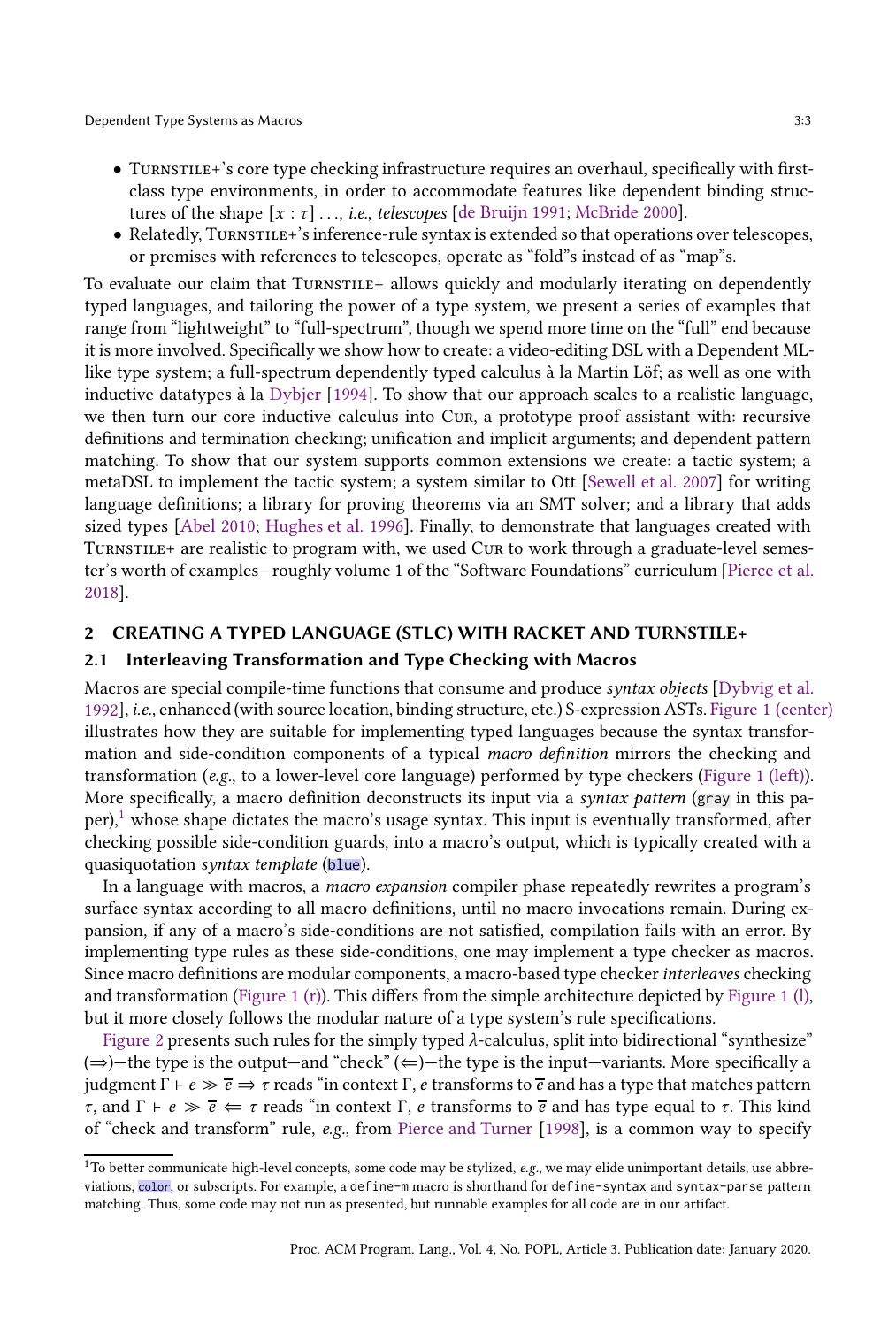- Turnstile+'s core type checking infrastructure requires an overhaul, specifically with first-class type environments, in order to accommodate features like dependent binding structures of the shape $[x : \tau] \ldots$, *i.e.*, *telescopes* [de Bruijn 1991; McBride 2000].
- Relatedly, Turnstile+'s inference-rule syntax is extended so that operations over telescopes, or premises with references to telescopes, operate as "fold"s instead of as "map"s.

To evaluate our claim that Turnstile+ allows quickly and modularly iterating on dependently typed languages, and tailoring the power of a type system, we present a series of examples that range from "lightweight" to "full-spectrum", though we spend more time on the "full" end because it is more involved. Specifically we show how to create: a video-editing DSL with a Dependent ML-like type system; a full-spectrum dependently typed calculus à la Martin Löf; as well as one with inductive datatypes à la Dybjer [1994]. To show that our approach scales to a realistic language, we then turn our core inductive calculus into Cur, a prototype proof assistant with: recursive definitions and termination checking; unification and implicit arguments; and dependent pattern matching. To show that our system supports common extensions we create: a tactic system; a metaDSL to implement the tactic system; a system similar to Ott [Sewell et al. 2007] for writing language definitions; a library for proving theorems via an SMT solver; and a library that adds sized types [Abel 2010; Hughes et al. 1996]. Finally, to demonstrate that languages created with Turnstile+ are realistic to program with, we used Cur to work through a graduate-level semester's worth of examples—roughly volume 1 of the "Software Foundations" curriculum [Pierce et al. 2018].

## 2 CREATING A TYPED LANGUAGE (STLC) WITH RACKET AND TURNSTILE+

### 2.1 Interleaving Transformation and Type Checking with Macros

Macros are special compile-time functions that consume and produce *syntax objects* [Dybvig et al. 1992], *i.e.*, enhanced (with source location, binding structure, etc.) S-expression ASTs. Figure 1 (center) illustrates how they are suitable for implementing typed languages because the syntax transformation and side-condition components of a typical *macro definition* mirrors the checking and transformation (*e.g.*, to a lower-level core language) performed by type checkers (Figure 1 (left)). More specifically, a macro definition deconstructs its input via a *syntax pattern* (`gray` in this paper),[1] whose shape dictates the macro's usage syntax. This input is eventually transformed, after checking possible side-condition guards, into a macro's output, which is typically created with a quasiquotation *syntax template* (`blue`).

In a language with macros, a *macro expansion* compiler phase repeatedly rewrites a program's surface syntax according to all macro definitions, until no macro invocations remain. During expansion, if any of a macro's side-conditions are not satisfied, compilation fails with an error. By implementing type rules as these side-conditions, one may implement a type checker as macros. Since macro definitions are modular components, a macro-based type checker *interleaves* checking and transformation (Figure 1 (r)). This differs from the simple architecture depicted by Figure 1 (l), but it more closely follows the modular nature of a type system's rule specifications.

Figure 2 presents such rules for the simply typed $\lambda$-calculus, split into bidirectional "synthesize" ($\Rightarrow$)—the type is the output—and "check" ($\Leftarrow$)—the type is the input—variants. More specifically a judgment $\Gamma \vdash e \gg \overline{e} \Rightarrow \tau$ reads "in context $\Gamma$, $e$ transforms to $\overline{e}$ and has a type that matches pattern $\tau$, and $\Gamma \vdash e \gg \overline{e} \Leftarrow \tau$ reads "in context $\Gamma$, $e$ transforms to $\overline{e}$ and has type equal to $\tau$. This kind of "check and transform" rule, *e.g.*, from Pierce and Turner [1998], is a common way to specify

[1] To better communicate high-level concepts, some code may be stylized, *e.g.*, we may elide unimportant details, use abbreviations, `color`, or subscripts. For example, a `define-m` macro is shorthand for `define-syntax` and `syntax-parse` pattern matching. Thus, some code may not run as presented, but runnable examples for all code are in our artifact.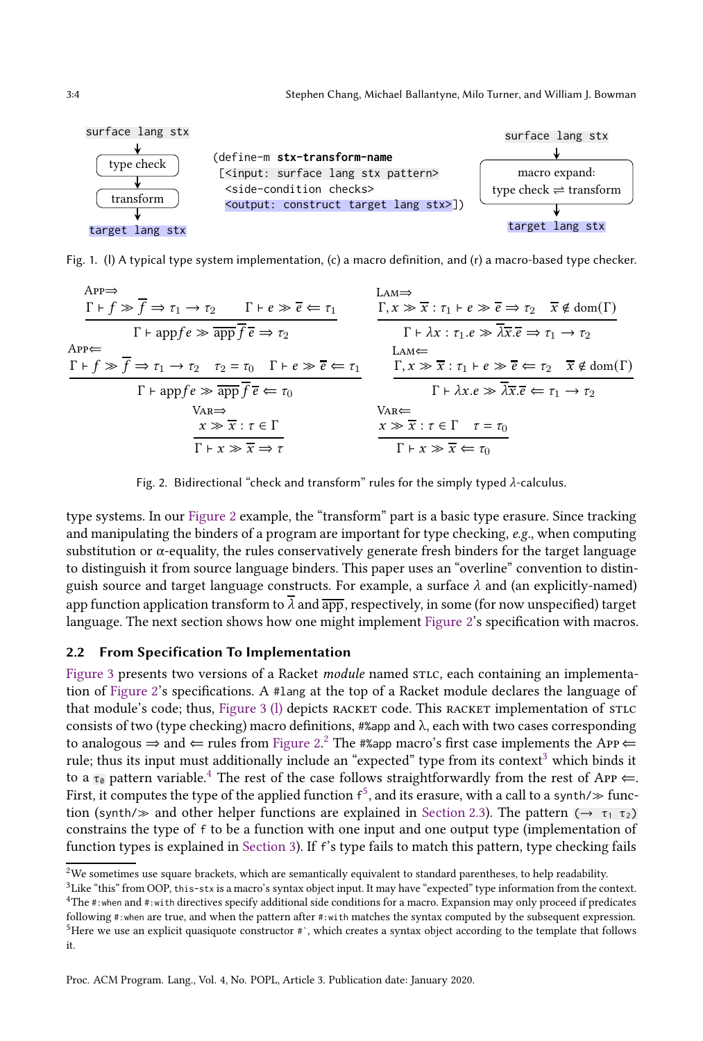```
surface lang stx
      ↓
  type check
      ↓
  transform
      ↓
target lang stx
```

```
(define-m stx-transform-name
 [<input: surface lang stx pattern>
  <side-condition checks>
  <output: construct target lang stx>])
```

```
   surface lang stx
          ↓
    macro expand:
type check ⇌ transform
          ↓
   target lang stx
```

Fig. 1. (l) A typical type system implementation, (c) a macro definition, and (r) a macro-based type checker.

App⇒
$$\frac{\Gamma \vdash f \gg \overline{f} \Rightarrow \tau_1 \to \tau_2 \qquad \Gamma \vdash e \gg \overline{e} \Leftarrow \tau_1}{\Gamma \vdash \mathrm{app}\, f\, e \gg \overline{\mathrm{app}}\, \overline{f}\, \overline{e} \Rightarrow \tau_2}$$

Lam⇒
$$\frac{\Gamma, x \gg \overline{x} : \tau_1 \vdash e \gg \overline{e} \Rightarrow \tau_2 \qquad \overline{x} \notin \mathrm{dom}(\Gamma)}{\Gamma \vdash \lambda x : \tau_1 . e \gg \overline{\lambda} \overline{x} . \overline{e} \Rightarrow \tau_1 \to \tau_2}$$

App⇐
$$\frac{\Gamma \vdash f \gg \overline{f} \Rightarrow \tau_1 \to \tau_2 \qquad \tau_2 = \tau_0 \qquad \Gamma \vdash e \gg \overline{e} \Leftarrow \tau_1}{\Gamma \vdash \mathrm{app}\, f\, e \gg \overline{\mathrm{app}}\, \overline{f}\, \overline{e} \Leftarrow \tau_0}$$

Lam⇐
$$\frac{\Gamma, x \gg \overline{x} : \tau_1 \vdash e \gg \overline{e} \Leftarrow \tau_2 \qquad \overline{x} \notin \mathrm{dom}(\Gamma)}{\Gamma \vdash \lambda x . e \gg \overline{\lambda} \overline{x} . \overline{e} \Leftarrow \tau_1 \to \tau_2}$$

Var⇒
$$\frac{x \gg \overline{x} : \tau \in \Gamma}{\Gamma \vdash x \gg \overline{x} \Rightarrow \tau}$$

Var⇐
$$\frac{x \gg \overline{x} : \tau \in \Gamma \qquad \tau = \tau_0}{\Gamma \vdash x \gg \overline{x} \Leftarrow \tau_0}$$

Fig. 2. Bidirectional "check and transform" rules for the simply typed $\lambda$-calculus.

type systems. In our Figure 2 example, the "transform" part is a basic type erasure. Since tracking and manipulating the binders of a program are important for type checking, *e.g.*, when computing substitution or $\alpha$-equality, the rules conservatively generate fresh binders for the target language to distinguish it from source language binders. This paper uses an "overline" convention to distinguish source and target language constructs. For example, a surface $\lambda$ and (an explicitly-named) app function application transform to $\overline{\lambda}$ and $\overline{\mathrm{app}}$, respectively, in some (for now unspecified) target language. The next section shows how one might implement Figure 2's specification with macros.

## 2.2 From Specification To Implementation

Figure 3 presents two versions of a Racket *module* named STLC, each containing an implementation of Figure 2's specifications. A `#lang` at the top of a Racket module declares the language of that module's code; thus, Figure 3 (l) depicts RACKET code. This RACKET implementation of STLC consists of two (type checking) macro definitions, `#%app` and λ, each with two cases corresponding to analogous ⇒ and ⇐ rules from Figure 2.[2] The `#%app` macro's first case implements the App ⇐ rule; thus its input must additionally include an "expected" type from its context[3] which binds it to a `τ0` pattern variable.[4] The rest of the case follows straightforwardly from the rest of App ⇐. First, it computes the type of the applied function `f`[5], and its erasure, with a call to a `synth/≫` function (`synth/≫` and other helper functions are explained in Section 2.3). The pattern `(→ τ1 τ2)` constrains the type of `f` to be a function with one input and one output type (implementation of function types is explained in Section 3). If `f`'s type fails to match this pattern, type checking fails

[2] We sometimes use square brackets, which are semantically equivalent to standard parentheses, to help readability.

[3] Like "this" from OOP, `this-stx` is a macro's syntax object input. It may have "expected" type information from the context.

[4] The `#:when` and `#:with` directives specify additional side conditions for a macro. Expansion may only proceed if predicates following `#:when` are true, and when the pattern after `#:with` matches the syntax computed by the subsequent expression.

[5] Here we use an explicit quasiquote constructor `#``, which creates a syntax object according to the template that follows it.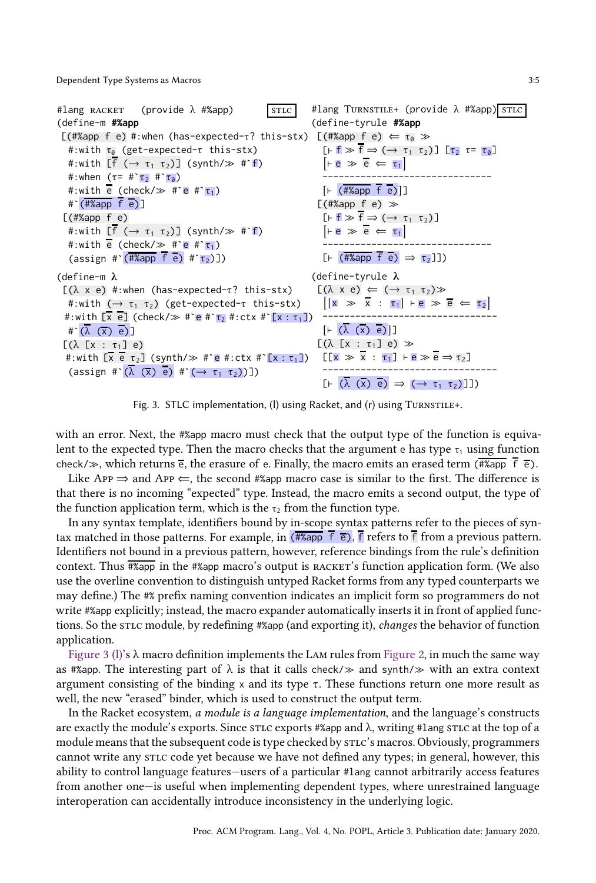```
#lang RACKET    (provide λ #%app)                          STLC
(define-m #%app
 [(#%app f e) #:when (has-expected-τ? this-stx)
  #:with τ₀ (get-expected-τ this-stx)
  #:with [f̄ (→ τ₁ τ₂)] (synth/≫ #`f)
  #:when (τ= #`τ₂ #`τ₀)
  #:with ē (check/≫ #`e #`τ₁)
  #`(#%app f̄ ē)]
 [(#%app f e)
  #:with [f̄ (→ τ₁ τ₂)] (synth/≫ #`f)
  #:with ē (check/≫ #`e #`τ₁)
  (assign #`(#%app f̄ ē) #`τ₂)])

(define-m λ
 [(λ x e) #:when (has-expected-τ? this-stx)
  #:with (→ τ₁ τ₂) (get-expected-τ this-stx)
 #:with [x̄ ē] (check/≫ #`e #`τ₂ #:ctx #`[x : τ₁])
  #`(λ (x̄) ē)]
 [(λ [x : τ₁] e)
 #:with [x̄ ē τ₂] (synth/≫ #`e #:ctx #`[x : τ₁])
  (assign #`(λ (x̄) ē) #`(→ τ₁ τ₂))])
```

```
#lang TURNSTILE+ (provide λ #%app)                         STLC
(define-tyrule #%app
 [(#%app f e) ⇐ τ₀ ≫
  [⊢ f ≫ f̄ ⇒ (→ τ₁ τ₂)] [τ₂ τ= τ₀]
  [⊢ e ≫ ē ⇐ τ₁]
  --------------------------------
  [⊢ (#%app f̄ ē)]]
 [(#%app f e) ≫
  [⊢ f ≫ f̄ ⇒ (→ τ₁ τ₂)]
  [⊢ e ≫ ē ⇐ τ₁]
  --------------------------------
  [⊢ (#%app f̄ ē) ⇒ τ₂]])

(define-tyrule λ
 [(λ x e) ⇐ (→ τ₁ τ₂)≫
  [[x ≫ x̄ : τ₁] ⊢ e ≫ ē ⇐ τ₂]
  ---------------------------------
  [⊢ (λ (x̄) ē)]]
 [(λ [x : τ₁] e) ≫
  [[x ≫ x̄ : τ₁] ⊢ e ≫ ē ⇒ τ₂]
  ---------------------------------
  [⊢ (λ (x̄) ē) ⇒ (→ τ₁ τ₂)]])
```

Fig. 3. STLC implementation, (l) using Racket, and (r) using TURNSTILE+.

with an error. Next, the #%app macro must check that the output type of the function is equivalent to the expected type. Then the macro checks that the argument e has type $\tau_1$ using function check/≫, which returns $\bar{e}$, the erasure of e. Finally, the macro emits an erased term ($\overline{\text{\#\%app}}$ $\bar{f}$ $\bar{e}$).

Like APP ⇒ and APP ⇐, the second #%app macro case is similar to the first. The difference is that there is no incoming "expected" type. Instead, the macro emits a second output, the type of the function application term, which is the $\tau_2$ from the function type.

In any syntax template, identifiers bound by in-scope syntax patterns refer to the pieces of syntax matched in those patterns. For example, in ($\overline{\text{\#\%app}}$ $\bar{f}$ $\bar{e}$), $\bar{f}$ refers to $\bar{f}$ from a previous pattern. Identifiers not bound in a previous pattern, however, reference bindings from the rule's definition context. Thus $\overline{\text{\#\%app}}$ in the #%app macro's output is RACKET's function application form. (We also use the overline convention to distinguish untyped Racket forms from any typed counterparts we may define.) The #% prefix naming convention indicates an implicit form so programmers do not write #%app explicitly; instead, the macro expander automatically inserts it in front of applied functions. So the STLC module, by redefining #%app (and exporting it), *changes* the behavior of function application.

Figure 3 (l)'s λ macro definition implements the LAM rules from Figure 2, in much the same way as #%app. The interesting part of λ is that it calls check/≫ and synth/≫ with an extra context argument consisting of the binding x and its type τ. These functions return one more result as well, the new "erased" binder, which is used to construct the output term.

In the Racket ecosystem, *a module is a language implementation*, and the language's constructs are exactly the module's exports. Since STLC exports #%app and λ, writing #lang STLC at the top of a module means that the subsequent code is type checked by STLC's macros. Obviously, programmers cannot write any STLC code yet because we have not defined any types; in general, however, this ability to control language features—users of a particular #lang cannot arbitrarily access features from another one—is useful when implementing dependent types, where unrestrained language interoperation can accidentally introduce inconsistency in the underlying logic.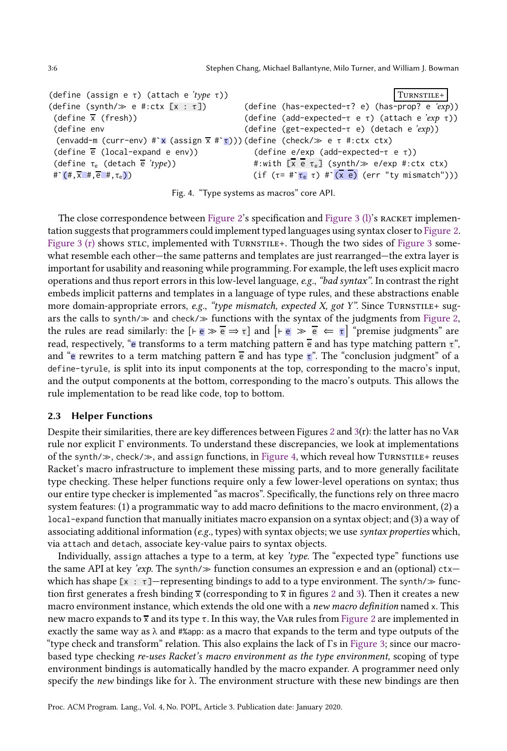```
(define (assign e τ) (attach e 'type τ))
(define (synth/≫ e #:ctx [x : τ])
 (define x̄ (fresh))
 (define env
  (envadd-m (curr-env) #`x (assign x̄ #`τ)))
 (define ē (local-expand e env))
 (define τₑ (detach ē 'type))
 #`(#,x̄ #,ē #,τₑ))
```

TURNSTILE+

```
(define (has-expected-τ? e) (has-prop? e 'exp))
(define (add-expected-τ e τ) (attach e 'exp τ))
(define (get-expected-τ e) (detach e 'exp))
(define (check/≫ e τ #:ctx ctx)
  (define e/exp (add-expected-τ e τ))
  #:with [x̄ ē τₑ] (synth/≫ e/exp #:ctx ctx)
  (if (τ= #`τₑ τ) #`(x̄ ē) (err "ty mismatch")))
```

Fig. 4. "Type systems as macros" core API.

The close correspondence between Figure 2's specification and Figure 3 (l)'s RACKET implementation suggests that programmers could implement typed languages using syntax closer to Figure 2. Figure 3 (r) shows STLC, implemented with TURNSTILE+. Though the two sides of Figure 3 somewhat resemble each other—the same patterns and templates are just rearranged—the extra layer is important for usability and reasoning while programming. For example, the left uses explicit macro operations and thus report errors in this low-level language, *e.g.*, *"bad syntax"*. In contrast the right embeds implicit patterns and templates in a language of type rules, and these abstractions enable more domain-appropriate errors, *e.g.*, *"type mismatch, expected X, got Y"*. Since TURNSTILE+ sugars the calls to `synth/≫` and `check/≫` functions with the syntax of the judgments from Figure 2, the rules are read similarly: the $[\vdash \mathtt{e} \gg \overline{\mathtt{e}} \Rightarrow \tau]$ and $[\vdash \mathtt{e} \gg \overline{\mathtt{e}} \Leftarrow \tau]$ "premise judgments" are read, respectively, "e transforms to a term matching pattern $\overline{\mathtt{e}}$ and has type matching pattern τ", and "e rewrites to a term matching pattern $\overline{\mathtt{e}}$ and has type τ". The "conclusion judgment" of a `define-tyrule`, is split into its input components at the top, corresponding to the macro's input, and the output components at the bottom, corresponding to the macro's outputs. This allows the rule implementation to be read like code, top to bottom.

### 2.3 Helper Functions

Despite their similarities, there are key differences between Figures 2 and 3(r): the latter has no VAR rule nor explicit Γ environments. To understand these discrepancies, we look at implementations of the `synth/≫`, `check/≫`, and `assign` functions, in Figure 4, which reveal how TURNSTILE+ reuses Racket's macro infrastructure to implement these missing parts, and to more generally facilitate type checking. These helper functions require only a few lower-level operations on syntax; thus our entire type checker is implemented "as macros". Specifically, the functions rely on three macro system features: (1) a programmatic way to add macro definitions to the macro environment, (2) a `local-expand` function that manually initiates macro expansion on a syntax object; and (3) a way of associating additional information (*e.g.*, types) with syntax objects; we use *syntax properties* which, via `attach` and `detach`, associate key-value pairs to syntax objects.

Individually, `assign` attaches a type to a term, at key *'type*. The "expected type" functions use the same API at key *'exp*. The `synth/≫` function consumes an expression `e` and an (optional) `ctx`—which has shape `[x : τ]`—representing bindings to add to a type environment. The `synth/≫` function first generates a fresh binding $\overline{\mathtt{x}}$ (corresponding to $\overline{\mathtt{x}}$ in figures 2 and 3). Then it creates a new macro environment instance, which extends the old one with a *new macro definition* named `x`. This new macro expands to $\overline{\mathtt{x}}$ and its type τ. In this way, the VAR rules from Figure 2 are implemented in exactly the same way as λ and `#%app`: as a macro that expands to the term and type outputs of the "type check and transform" relation. This also explains the lack of Γs in Figure 3; since our macro-based type checking *re-uses Racket's macro environment as the type environment*, scoping of type environment bindings is automatically handled by the macro expander. A programmer need only specify the *new* bindings like for λ. The environment structure with these new bindings are then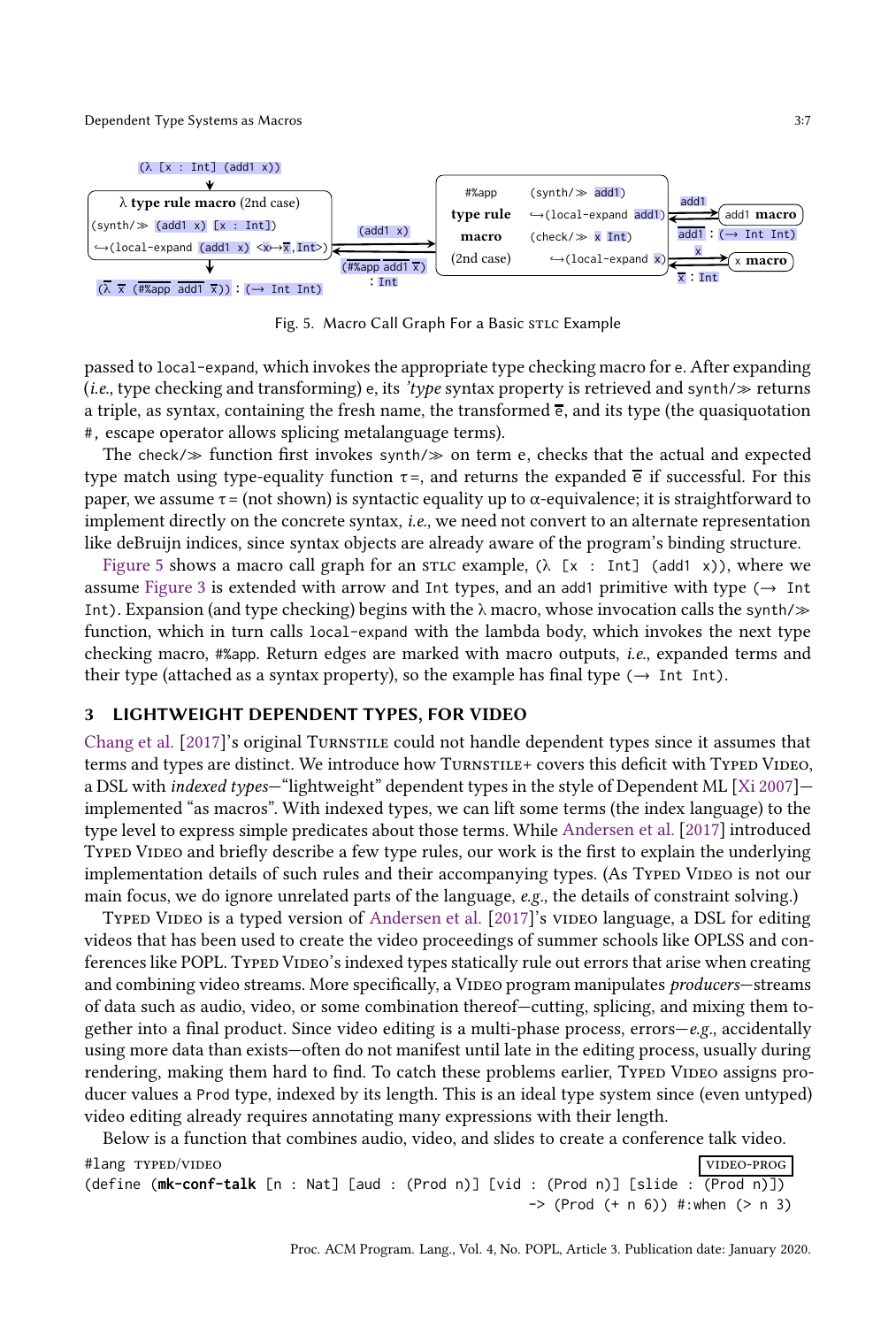Fig. 5. Macro Call Graph For a Basic STLC Example

passed to `local-expand`, which invokes the appropriate type checking macro for e. After expanding (*i.e.*, type checking and transforming) e, its *'type* syntax property is retrieved and `synth/≫` returns a triple, as syntax, containing the fresh name, the transformed $\overline{e}$, and its type (the quasiquotation `#,` escape operator allows splicing metalanguage terms).

The `check/≫` function first invokes `synth/≫` on term e, checks that the actual and expected type match using type-equality function τ=, and returns the expanded $\overline{e}$ if successful. For this paper, we assume τ= (not shown) is syntactic equality up to α-equivalence; it is straightforward to implement directly on the concrete syntax, *i.e.*, we need not convert to an alternate representation like deBruijn indices, since syntax objects are already aware of the program's binding structure.

Figure 5 shows a macro call graph for an STLC example, `(λ [x : Int] (add1 x))`, where we assume Figure 3 is extended with arrow and `Int` types, and an `add1` primitive with type `(→ Int Int)`. Expansion (and type checking) begins with the λ macro, whose invocation calls the `synth/≫` function, which in turn calls `local-expand` with the lambda body, which invokes the next type checking macro, `#%app`. Return edges are marked with macro outputs, *i.e.*, expanded terms and their type (attached as a syntax property), so the example has final type `(→ Int Int)`.

## 3 LIGHTWEIGHT DEPENDENT TYPES, FOR VIDEO

Chang et al. [2017]'s original TURNSTILE could not handle dependent types since it assumes that terms and types are distinct. We introduce how TURNSTILE+ covers this deficit with TYPED VIDEO, a DSL with *indexed types*—"lightweight" dependent types in the style of Dependent ML [Xi 2007]—implemented "as macros". With indexed types, we can lift some terms (the index language) to the type level to express simple predicates about those terms. While Andersen et al. [2017] introduced TYPED VIDEO and briefly describe a few type rules, our work is the first to explain the underlying implementation details of such rules and their accompanying types. (As TYPED VIDEO is not our main focus, we do ignore unrelated parts of the language, *e.g.*, the details of constraint solving.)

TYPED VIDEO is a typed version of Andersen et al. [2017]'s VIDEO language, a DSL for editing videos that has been used to create the video proceedings of summer schools like OPLSS and conferences like POPL. TYPED VIDEO's indexed types statically rule out errors that arise when creating and combining video streams. More specifically, a VIDEO program manipulates *producers*—streams of data such as audio, video, or some combination thereof—cutting, splicing, and mixing them together into a final product. Since video editing is a multi-phase process, errors—*e.g.*, accidentally using more data than exists—often do not manifest until late in the editing process, usually during rendering, making them hard to find. To catch these problems earlier, TYPED VIDEO assigns producer values a `Prod` type, indexed by its length. This is an ideal type system since (even untyped) video editing already requires annotating many expressions with their length.

Below is a function that combines audio, video, and slides to create a conference talk video.

VIDEO-PROG
```
#lang typed/video
(define (mk-conf-talk [n : Nat] [aud : (Prod n)] [vid : (Prod n)] [slide : (Prod n)])
                                                   -> (Prod (+ n 6)) #:when (> n 3)
```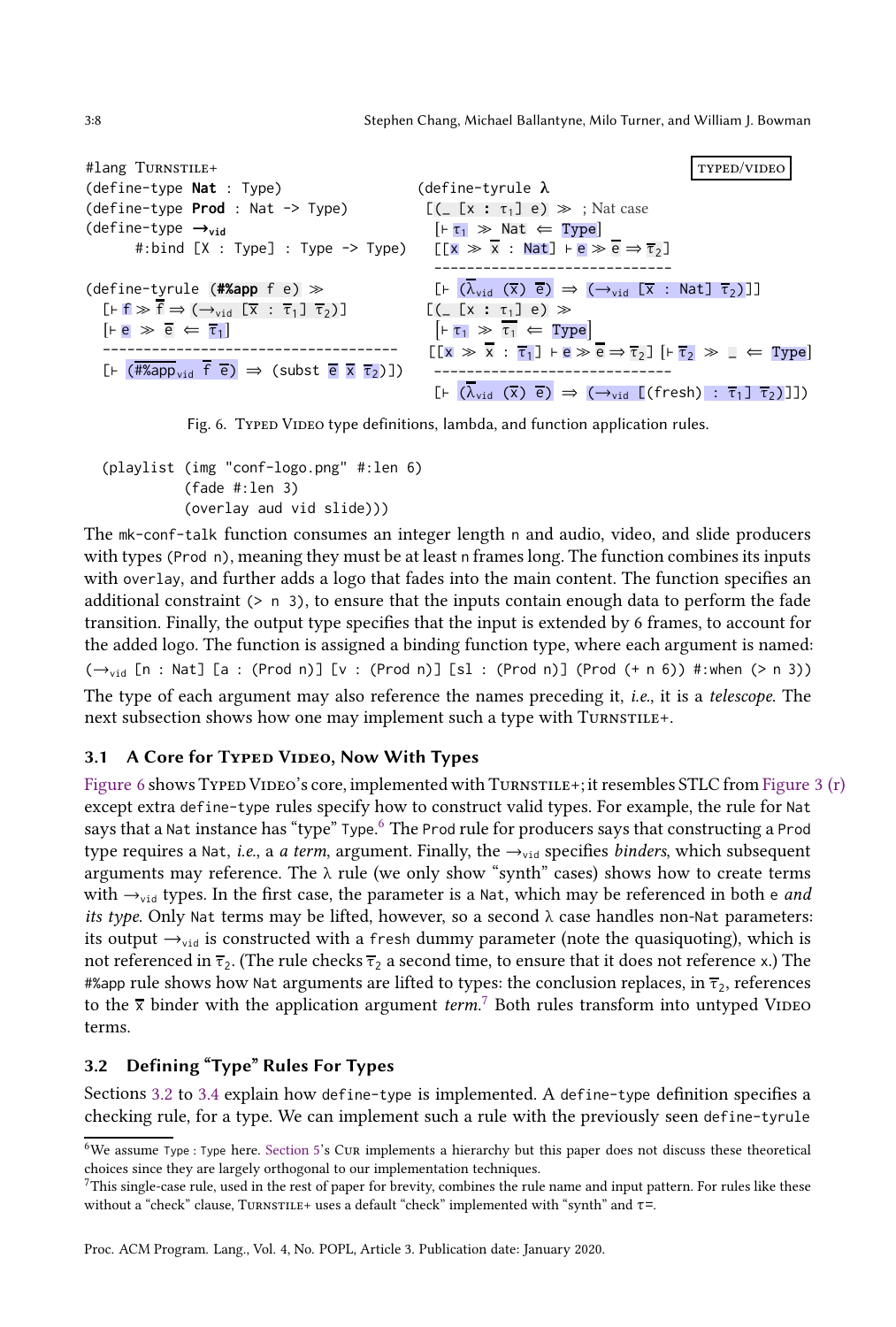```
#lang Turnstile+                                        typed/video
(define-type Nat : Type)
(define-type Prod : Nat -> Type)
(define-type →vid
      #:bind [X : Type] : Type -> Type)

(define-tyrule (#%app f e) ≫
  [⊢ f ≫ f̄ ⇒ (→vid [x̄ : τ̄1] τ̄2)]
  [⊢ e ≫ ē ⇐ τ̄1]
  ---------------------------------------
  [⊢ (#%appvid f̄ ē) ⇒ (subst ē x̄ τ̄2)])

(define-tyrule λ
 [(_ [x : τ1] e) ≫  ; Nat case
  [⊢ τ1 ≫ Nat ⇐ Type]
  [[x ≫ x̄ : Nat] ⊢ e ≫ ē ⇒ τ̄2]
  -----------------------------
  [⊢ (λvid (x̄) ē) ⇒ (→vid [x̄ : Nat] τ̄2)]]
 [(_ [x : τ1] e) ≫
  [⊢ τ1 ≫ τ̄1 ⇐ Type]
  [[x ≫ x̄ : τ̄1] ⊢ e ≫ ē ⇒ τ̄2] [⊢ τ̄2 ≫ _ ⇐ Type]
  -----------------------------
  [⊢ (λvid (x̄) ē) ⇒ (→vid [(fresh) : τ̄1] τ̄2)]]])
```

Fig. 6. Typed Video type definitions, lambda, and function application rules.

```
(playlist (img "conf-logo.png" #:len 6)
          (fade #:len 3)
          (overlay aud vid slide)))
```

The `mk-conf-talk` function consumes an integer length `n` and audio, video, and slide producers with types `(Prod n)`, meaning they must be at least `n` frames long. The function combines its inputs with `overlay`, and further adds a logo that fades into the main content. The function specifies an additional constraint `(> n 3)`, to ensure that the inputs contain enough data to perform the fade transition. Finally, the output type specifies that the input is extended by 6 frames, to account for the added logo. The function is assigned a binding function type, where each argument is named:

`(→vid [n : Nat] [a : (Prod n)] [v : (Prod n)] [sl : (Prod n)] (Prod (+ n 6)) #:when (> n 3))`

The type of each argument may also reference the names preceding it, *i.e.*, it is a *telescope*. The next subsection shows how one may implement such a type with Turnstile+.

### 3.1 A Core for Typed Video, Now With Types

Figure 6 shows Typed Video's core, implemented with Turnstile+; it resembles STLC from Figure 3 (r) except extra `define-type` rules specify how to construct valid types. For example, the rule for `Nat` says that a `Nat` instance has "type" `Type`.[6] The `Prod` rule for producers says that constructing a `Prod` type requires a `Nat`, *i.e.*, a *a term*, argument. Finally, the $\rightarrow_{vid}$ specifies *binders*, which subsequent arguments may reference. The λ rule (we only show "synth" cases) shows how to create terms with $\rightarrow_{vid}$ types. In the first case, the parameter is a `Nat`, which may be referenced in both `e` *and its type*. Only `Nat` terms may be lifted, however, so a second λ case handles non-`Nat` parameters: its output $\rightarrow_{vid}$ is constructed with a `fresh` dummy parameter (note the quasiquoting), which is not referenced in $\overline{\tau}_2$. (The rule checks $\overline{\tau}_2$ a second time, to ensure that it does not reference `x`.) The `#%app` rule shows how `Nat` arguments are lifted to types: the conclusion replaces, in $\overline{\tau}_2$, references to the $\overline{x}$ binder with the application argument *term*.[7] Both rules transform into untyped Video terms.

### 3.2 Defining "Type" Rules For Types

Sections 3.2 to 3.4 explain how `define-type` is implemented. A `define-type` definition specifies a checking rule, for a type. We can implement such a rule with the previously seen `define-tyrule`

---

[6] We assume `Type : Type` here. Section 5's Cur implements a hierarchy but this paper does not discuss these theoretical choices since they are largely orthogonal to our implementation techniques.

[7] This single-case rule, used in the rest of paper for brevity, combines the rule name and input pattern. For rules like these without a "check" clause, Turnstile+ uses a default "check" implemented with "synth" and τ=.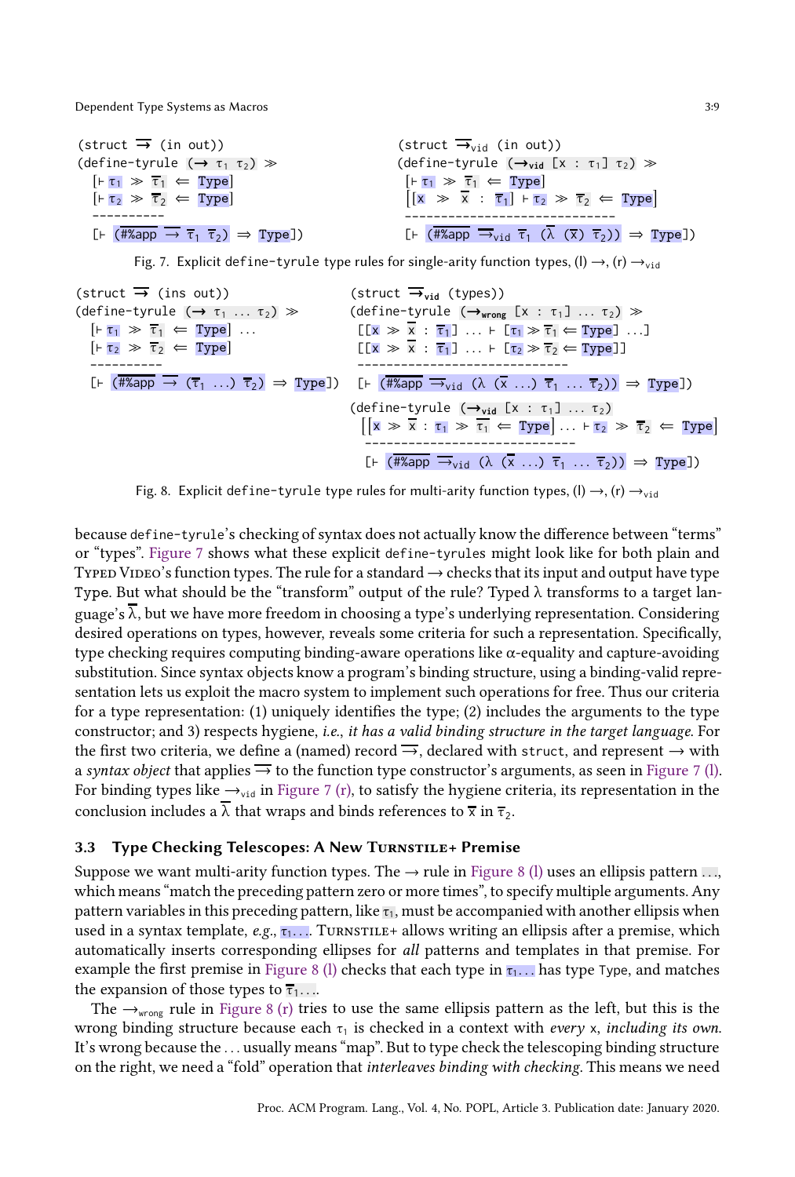```
(struct →̅ (in out))
(define-tyrule (→ τ₁ τ₂) ≫
  [⊢ τ₁ ≫ τ̅₁ ⇐ Type]
  [⊢ τ₂ ≫ τ̅₂ ⇐ Type]
  ----------
  [⊢ (#%app →̅ τ̅₁ τ̅₂) ⇒ Type])
```

```
(struct →̅vid (in out))
(define-tyrule (→vid [x : τ₁] τ₂) ≫
  [⊢ τ₁ ≫ τ̅₁ ⇐ Type]
  [[x ≫ x̅ : τ̅₁] ⊢ τ₂ ≫ τ̅₂ ⇐ Type]
  ------------------------------
  [⊢ (#%app →̅vid τ̅₁ (λ̅ (x̅) τ̅₂)) ⇒ Type])
```

Fig. 7. Explicit `define-tyrule` type rules for single-arity function types, (l) →, (r) $\rightarrow_{\text{vid}}$

```
(struct →̅ (ins out))
(define-tyrule (→ τ₁ ... τ₂) ≫
  [⊢ τ₁ ≫ τ̅₁ ⇐ Type] ...
  [⊢ τ₂ ≫ τ̅₂ ⇐ Type]
  ----------
  [⊢ (#%app →̅ (τ̅₁ ...) τ̅₂) ⇒ Type])
```

```
(struct →̅vid (types))
(define-tyrule (→wrong [x : τ₁] ... τ₂) ≫
  [[x ≫ x̅ : τ̅₁] ... ⊢ [τ₁ ≫ τ̅₁ ⇐ Type] ...]
  [[x ≫ x̅ : τ̅₁] ... ⊢ [τ₂ ≫ τ̅₂ ⇐ Type]]
  ------------------------------
  [⊢ (#%app →̅vid (λ (x̅ ...) τ̅₁ ... τ̅₂)) ⇒ Type])

(define-tyrule (→vid [x : τ₁] ... τ₂)
  [[x ≫ x̅ : τ₁ ≫ τ̅₁ ⇐ Type] ... ⊢ τ₂ ≫ τ̅₂ ⇐ Type]
  ------------------------------
  [⊢ (#%app →̅vid (λ (x̅ ...) τ̅₁ ... τ̅₂)) ⇒ Type])
```

Fig. 8. Explicit `define-tyrule` type rules for multi-arity function types, (l) →, (r) $\rightarrow_{\text{vid}}$

because `define-tyrule`'s checking of syntax does not actually know the difference between "terms" or "types". Figure 7 shows what these explicit `define-tyrule`s might look like for both plain and Typed Video's function types. The rule for a standard → checks that its input and output have type Type. But what should be the "transform" output of the rule? Typed λ transforms to a target language's $\overline{\lambda}$, but we have more freedom in choosing a type's underlying representation. Considering desired operations on types, however, reveals some criteria for such a representation. Specifically, type checking requires computing binding-aware operations like α-equality and capture-avoiding substitution. Since syntax objects know a program's binding structure, using a binding-valid representation lets us exploit the macro system to implement such operations for free. Thus our criteria for a type representation: (1) uniquely identifies the type; (2) includes the arguments to the type constructor; and 3) respects hygiene, *i.e., it has a valid binding structure in the target language.* For the first two criteria, we define a (named) record $\overline{\rightarrow}$, declared with `struct`, and represent → with a *syntax object* that applies $\overline{\rightarrow}$ to the function type constructor's arguments, as seen in Figure 7 (l). For binding types like $\rightarrow_{\text{vid}}$ in Figure 7 (r), to satisfy the hygiene criteria, its representation in the conclusion includes a $\overline{\lambda}$ that wraps and binds references to $\overline{x}$ in $\overline{\tau}_2$.

### 3.3 Type Checking Telescopes: A New Turnstile+ Premise

Suppose we want multi-arity function types. The → rule in Figure 8 (l) uses an ellipsis pattern `...`, which means "match the preceding pattern zero or more times", to specify multiple arguments. Any pattern variables in this preceding pattern, like $\tau_1$, must be accompanied with another ellipsis when used in a syntax template, *e.g.*, $\tau_1 \ldots$. Turnstile+ allows writing an ellipsis after a premise, which automatically inserts corresponding ellipses for *all* patterns and templates in that premise. For example the first premise in Figure 8 (l) checks that each type in $\tau_1 \ldots$ has type Type, and matches the expansion of those types to $\overline{\tau}_1 \ldots$.

The $\rightarrow_{\text{wrong}}$ rule in Figure 8 (r) tries to use the same ellipsis pattern as the left, but this is the wrong binding structure because each $\tau_1$ is checked in a context with *every* x, *including its own.* It's wrong because the ... usually means "map". But to type check the telescoping binding structure on the right, we need a "fold" operation that *interleaves binding with checking*. This means we need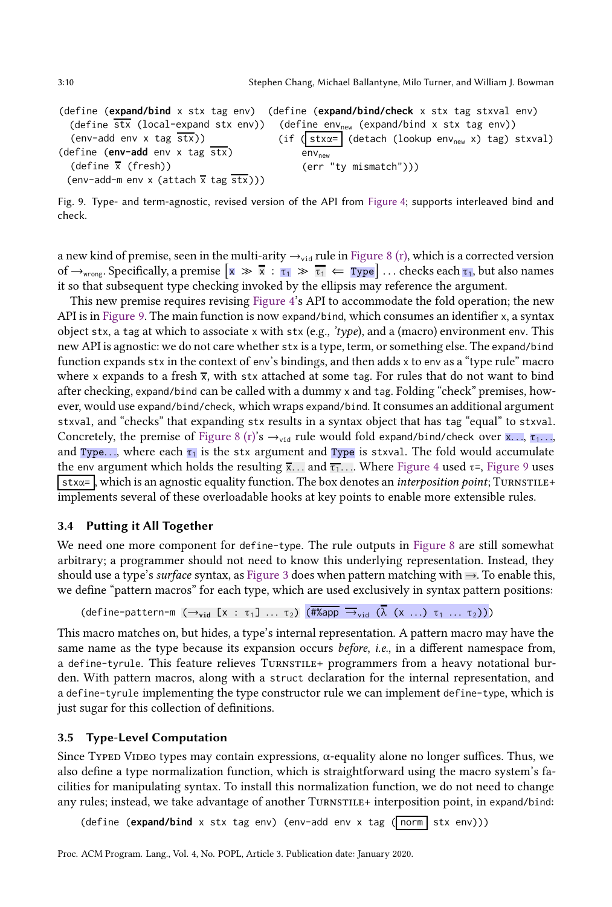```
(define (expand/bind x stx tag env)      (define (expand/bind/check x stx tag stxval env)
  (define stx̄ (local-expand stx env))      (define env_new (expand/bind x stx tag env))
  (env-add env x tag stx̄))                 (if ([stxα=] (detach (lookup env_new x) tag) stxval)
(define (env-add env x tag stx̄)                 env_new
  (define x̄ (fresh))                             (err "ty mismatch")))
  (env-add-m env x (attach x̄ tag stx̄)))
```

Fig. 9. Type- and term-agnostic, revised version of the API from Figure 4; supports interleaved bind and check.

a new kind of premise, seen in the multi-arity $\rightarrow_{vid}$ rule in Figure 8 (r), which is a corrected version of $\rightarrow_{wrong}$. Specifically, a premise $\left[x \gg \overline{x} : \tau_1 \gg \overline{\tau_1} \Leftarrow \text{Type}\right]$ ... checks each $\tau_1$, but also names it so that subsequent type checking invoked by the ellipsis may reference the argument.

This new premise requires revising Figure 4's API to accommodate the fold operation; the new API is in Figure 9. The main function is now `expand/bind`, which consumes an identifier `x`, a syntax object `stx`, a `tag` at which to associate `x` with `stx` (e.g., *'type*), and a (macro) environment `env`. This new API is agnostic: we do not care whether `stx` is a type, term, or something else. The `expand/bind` function expands `stx` in the context of `env`'s bindings, and then adds `x` to `env` as a "type rule" macro where `x` expands to a fresh $\overline{x}$, with `stx` attached at some `tag`. For rules that do not want to bind after checking, `expand/bind` can be called with a dummy `x` and `tag`. Folding "check" premises, however, would use `expand/bind/check`, which wraps `expand/bind`. It consumes an additional argument `stxval`, and "checks" that expanding `stx` results in a syntax object that has `tag` "equal" to `stxval`. Concretely, the premise of Figure 8 (r)'s $\rightarrow_{vid}$ rule would fold `expand/bind/check` over x..., $\tau_1$..., and Type..., where each $\tau_1$ is the `stx` argument and Type is `stxval`. The fold would accumulate the `env` argument which holds the resulting $\overline{x}$... and $\overline{\tau_1}$.... Where Figure 4 used τ=, Figure 9 uses [stxα=], which is an agnostic equality function. The box denotes an *interposition point*; Turnstile+ implements several of these overloadable hooks at key points to enable more extensible rules.

### 3.4 Putting it All Together

We need one more component for `define-type`. The rule outputs in Figure 8 are still somewhat arbitrary; a programmer should not need to know this underlying representation. Instead, they should use a type's *surface* syntax, as Figure 3 does when pattern matching with ⇒. To enable this, we define "pattern macros" for each type, which are used exclusively in syntax pattern positions:

```
(define-pattern-m (→vid [x : τ1] ... τ2) (#%app →̄vid (λ̄ (x ...) τ1 ... τ2)))
```

This macro matches on, but hides, a type's internal representation. A pattern macro may have the same name as the type because its expansion occurs *before*, *i.e.*, in a different namespace from, a `define-tyrule`. This feature relieves Turnstile+ programmers from a heavy notational burden. With pattern macros, along with a `struct` declaration for the internal representation, and a `define-tyrule` implementing the type constructor rule we can implement `define-type`, which is just sugar for this collection of definitions.

### 3.5 Type-Level Computation

Since Typed Video types may contain expressions, α-equality alone no longer suffices. Thus, we also define a type normalization function, which is straightforward using the macro system's facilities for manipulating syntax. To install this normalization function, we do not need to change any rules; instead, we take advantage of another Turnstile+ interposition point, in `expand/bind`:

```
(define (expand/bind x stx tag env) (env-add env x tag ([norm] stx env)))
```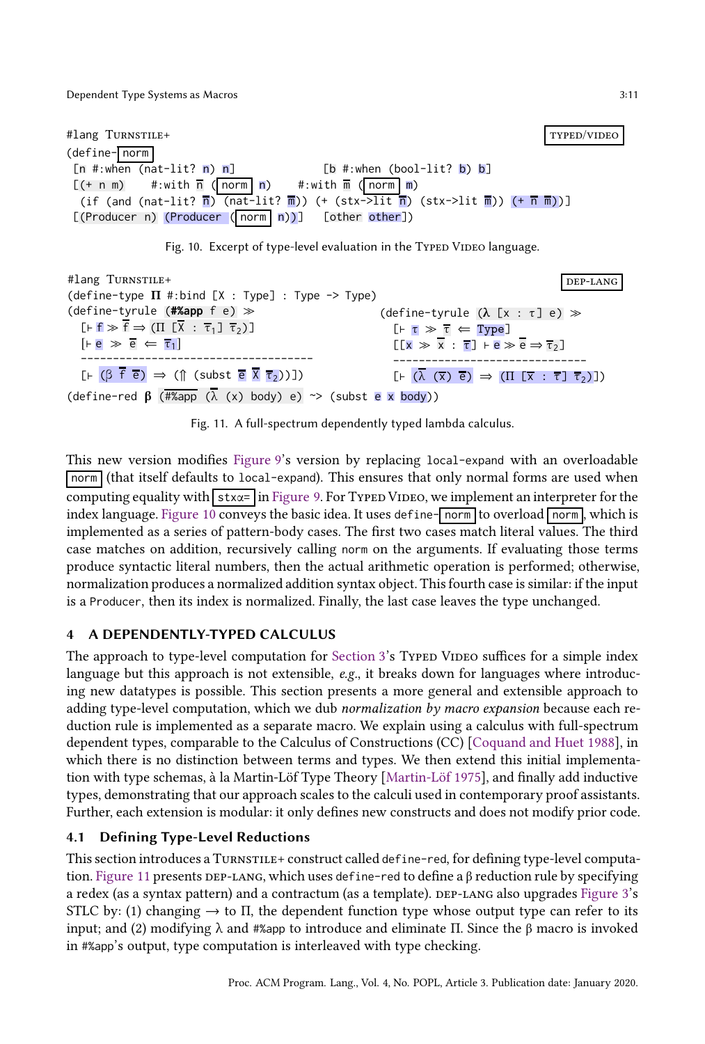```
#lang TURNSTILE+                                                         TYPED/VIDEO
(define-norm
 [n #:when (nat-lit? n) n]                    [b #:when (bool-lit? b) b]
 [(+ n m)    #:with n̄ (norm n)     #:with m̄ (norm m)
  (if (and (nat-lit? n̄) (nat-lit? m̄)) (+ (stx->lit n̄) (stx->lit m̄)) (+ n̄ m̄))]
 [(Producer n) (Producer (norm n))]   [other other])
```

Fig. 10. Excerpt of type-level evaluation in the TYPED VIDEO language.

```
#lang TURNSTILE+                                                           DEP-LANG
(define-type Π #:bind [X : Type] : Type -> Type)
(define-tyrule (#%app f e) ≫                    (define-tyrule (λ [x : τ] e) ≫
  [⊢ f ≫ f̄ ⇒ (Π [X̄ : τ̄₁] τ̄₂)]                    [⊢ τ ≫ τ̄ ⇐ Type]
  [⊢ e ≫ ē ⇐ τ̄₁]                                   [[x ≫ x̄ : τ̄] ⊢ e ≫ ē ⇒ τ̄₂]
  ------------------------------------             ------------------------------
  [⊢ (β f̄ ē) ⇒ (⇑ (subst ē X̄ τ̄₂))])                 [⊢ (λ̄ (x̄) ē) ⇒ (Π [x̄ : τ̄] τ̄₂)])
(define-red β (#%app (λ̄ (x) body) e) ~> (subst e x body))
```

Fig. 11. A full-spectrum dependently typed lambda calculus.

This new version modifies Figure 9's version by replacing `local-expand` with an overloadable `norm` (that itself defaults to `local-expand`). This ensures that only normal forms are used when computing equality with `stxα=` in Figure 9. For TYPED VIDEO, we implement an interpreter for the index language. Figure 10 conveys the basic idea. It uses `define-norm` to overload `norm`, which is implemented as a series of pattern-body cases. The first two cases match literal values. The third case matches on addition, recursively calling `norm` on the arguments. If evaluating those terms produce syntactic literal numbers, then the actual arithmetic operation is performed; otherwise, normalization produces a normalized addition syntax object. This fourth case is similar: if the input is a `Producer`, then its index is normalized. Finally, the last case leaves the type unchanged.

## 4 A DEPENDENTLY-TYPED CALCULUS

The approach to type-level computation for Section 3's TYPED VIDEO suffices for a simple index language but this approach is not extensible, *e.g.*, it breaks down for languages where introducing new datatypes is possible. This section presents a more general and extensible approach to adding type-level computation, which we dub *normalization by macro expansion* because each reduction rule is implemented as a separate macro. We explain using a calculus with full-spectrum dependent types, comparable to the Calculus of Constructions (CC) [Coquand and Huet 1988], in which there is no distinction between terms and types. We then extend this initial implementation with type schemas, à la Martin-Löf Type Theory [Martin-Löf 1975], and finally add inductive types, demonstrating that our approach scales to the calculi used in contemporary proof assistants. Further, each extension is modular: it only defines new constructs and does not modify prior code.

### 4.1 Defining Type-Level Reductions

This section introduces a TURNSTILE+ construct called `define-red`, for defining type-level computation. Figure 11 presents DEP-LANG, which uses `define-red` to define a β reduction rule by specifying a redex (as a syntax pattern) and a contractum (as a template). DEP-LANG also upgrades Figure 3's STLC by: (1) changing → to Π, the dependent function type whose output type can refer to its input; and (2) modifying λ and `#%app` to introduce and eliminate Π. Since the β macro is invoked in `#%app`'s output, type computation is interleaved with type checking.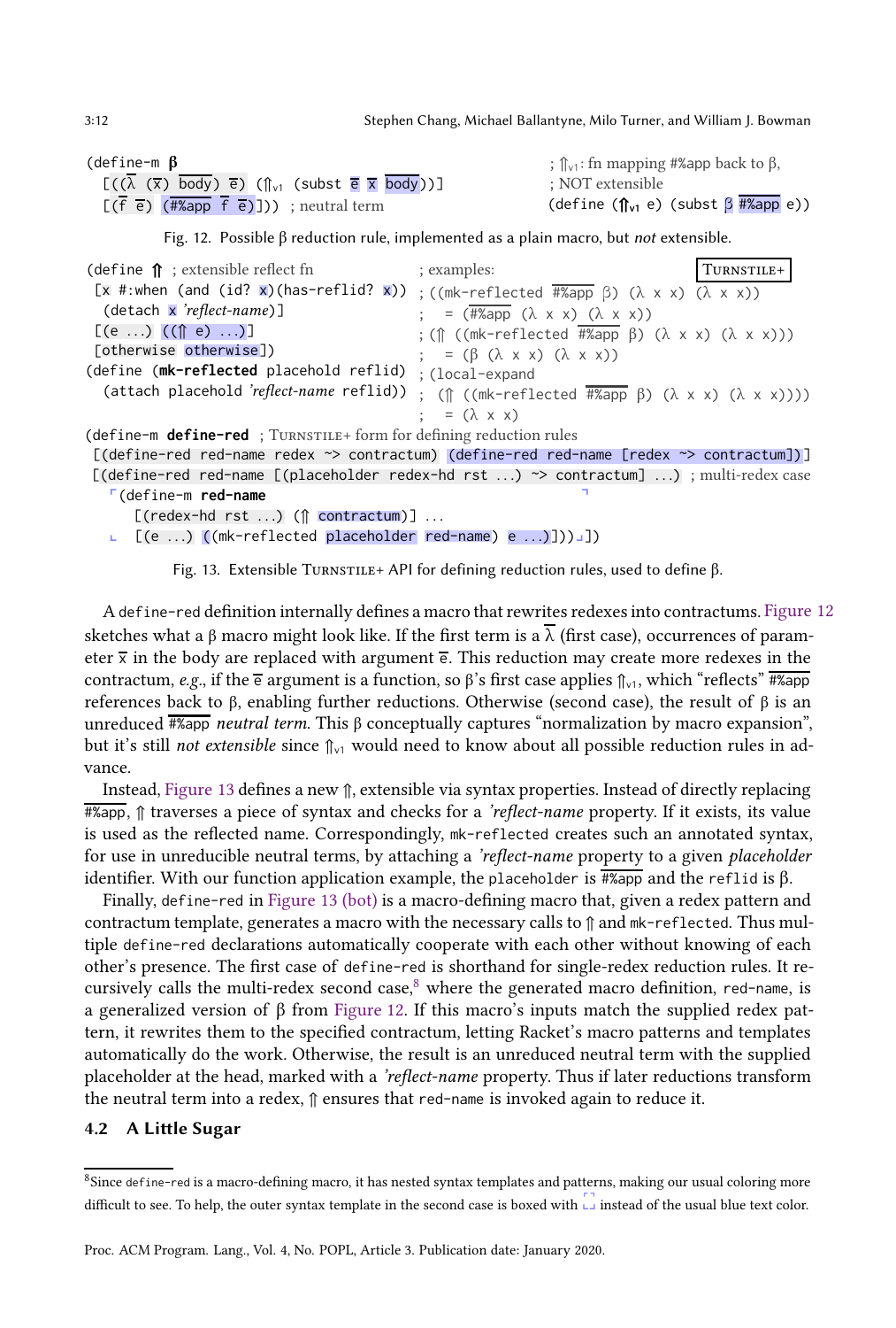```
(define-m β
  [((λ̄ (x̄) body) ē) (⇑v1 (subst ē x̄ body))]
  [(f̄ ē) (#%app f̄ ē)])  ; neutral term
```

```
; ⇑v1: fn mapping #%app back to β,
; NOT extensible
(define (⇑v1 e) (subst β #%app e))
```

Fig. 12. Possible β reduction rule, implemented as a plain macro, but *not* extensible.

```
(define ⇑ ; extensible reflect fn
 [x #:when (and (id? x)(has-reflid? x))
  (detach x 'reflect-name)]
 [(e ...) ((⇑ e) ...)]
 [otherwise otherwise])
(define (mk-reflected placehold reflid)
  (attach placehold 'reflect-name reflid))
```

TURNSTILE+

```
; examples:
; ((mk-reflected #%app β) (λ x x) (λ x x))
;   = (#%app (λ x x) (λ x x))
; (⇑ ((mk-reflected #%app β) (λ x x) (λ x x)))
;   = (β (λ x x) (λ x x))
; (local-expand
;  (⇑ ((mk-reflected #%app β) (λ x x) (λ x x))))
;   = (λ x x)
```

```
(define-m define-red ; TURNSTILE+ form for defining reduction rules
 [(define-red red-name redex ~> contractum) (define-red red-name [redex ~> contractum])]
 [(define-red red-name [(placeholder redex-hd rst ...) ~> contractum] ...) ; multi-redex case
   ⌜(define-m red-name
      [(redex-hd rst ...) (⇑ contractum)] ...
   ⌞  [(e ...) ((mk-reflected placeholder red-name) e ...)])⌟])
```

Fig. 13. Extensible TURNSTILE+ API for defining reduction rules, used to define β.

A `define-red` definition internally defines a macro that rewrites redexes into contractums. Figure 12 sketches what a β macro might look like. If the first term is a $\overline{\lambda}$ (first case), occurrences of parameter $\overline{x}$ in the body are replaced with argument $\overline{e}$. This reduction may create more redexes in the contractum, *e.g.*, if the $\overline{e}$ argument is a function, so β's first case applies $\Uparrow_{v1}$, which "reflects" $\overline{\texttt{\#\%app}}$ references back to β, enabling further reductions. Otherwise (second case), the result of β is an unreduced $\overline{\texttt{\#\%app}}$ *neutral term*. This β conceptually captures "normalization by macro expansion", but it's still *not extensible* since $\Uparrow_{v1}$ would need to know about all possible reduction rules in advance.

Instead, Figure 13 defines a new ⇑, extensible via syntax properties. Instead of directly replacing $\overline{\texttt{\#\%app}}$, ⇑ traverses a piece of syntax and checks for a *'reflect-name* property. If it exists, its value is used as the reflected name. Correspondingly, `mk-reflected` creates such an annotated syntax, for use in unreducible neutral terms, by attaching a *'reflect-name* property to a given *placeholder* identifier. With our function application example, the `placeholder` is $\overline{\texttt{\#\%app}}$ and the `reflid` is β.

Finally, `define-red` in Figure 13 (bot) is a macro-defining macro that, given a redex pattern and contractum template, generates a macro with the necessary calls to ⇑ and `mk-reflected`. Thus multiple `define-red` declarations automatically cooperate with each other without knowing of each other's presence. The first case of `define-red` is shorthand for single-redex reduction rules. It recursively calls the multi-redex second case,[8] where the generated macro definition, `red-name`, is a generalized version of β from Figure 12. If this macro's inputs match the supplied redex pattern, it rewrites them to the specified contractum, letting Racket's macro patterns and templates automatically do the work. Otherwise, the result is an unreduced neutral term with the supplied placeholder at the head, marked with a *'reflect-name* property. Thus if later reductions transform the neutral term into a redex, ⇑ ensures that `red-name` is invoked again to reduce it.

## 4.2 A Little Sugar

[8] Since `define-red` is a macro-defining macro, it has nested syntax templates and patterns, making our usual coloring more difficult to see. To help, the outer syntax template in the second case is boxed with ⌜⌟ instead of the usual blue text color.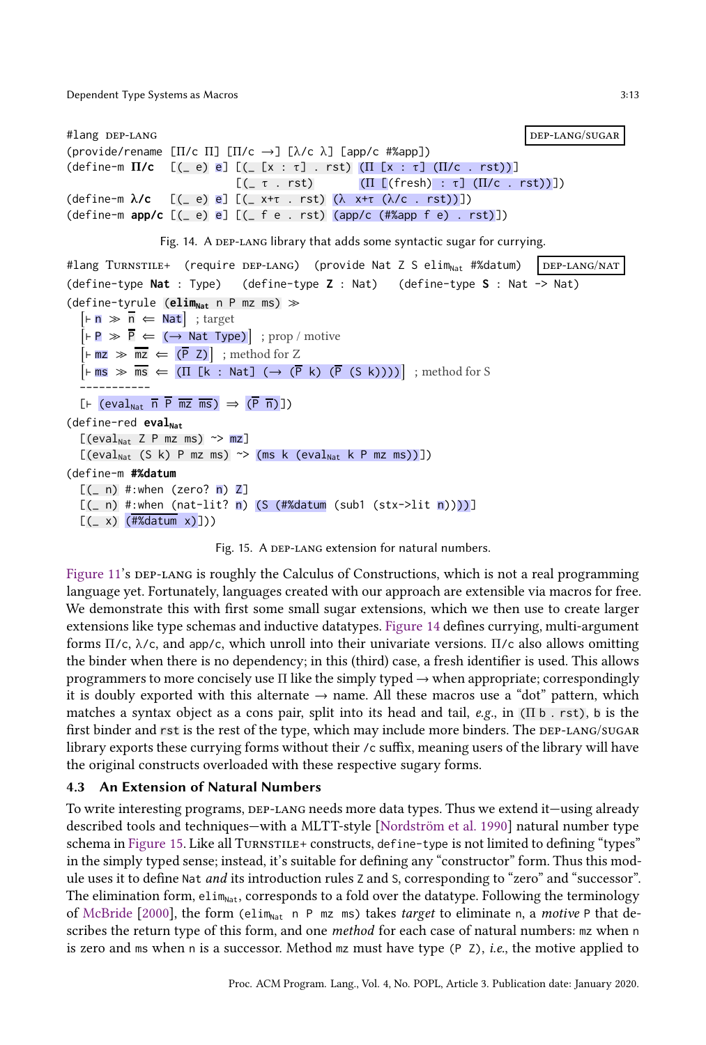```
#lang DEP-LANG                                              DEP-LANG/SUGAR
(provide/rename [Π/c Π] [Π/c →] [λ/c λ] [app/c #%app])
(define-m Π/c   [(_ e) e] [(_ [x : τ] . rst) (Π [x : τ] (Π/c . rst))]
                          [(_ τ . rst)       (Π [(fresh) : τ] (Π/c . rst))])
(define-m λ/c   [(_ e) e] [(_ x+τ . rst) (λ x+τ (λ/c . rst))])
(define-m app/c [(_ e) e] [(_ f e . rst) (app/c (#%app f e) . rst)])
```

Fig. 14. A DEP-LANG library that adds some syntactic sugar for currying.

```
#lang TURNSTILE+  (require DEP-LANG)  (provide Nat Z S elim_Nat #%datum)   DEP-LANG/NAT
(define-type Nat : Type)   (define-type Z : Nat)   (define-type S : Nat -> Nat)
(define-tyrule (elim_Nat n P mz ms) ≫
  [⊢ n ≫ n̄ ⇐ Nat]  ; target
  [⊢ P ≫ P̄ ⇐ (→ Nat Type)]  ; prop / motive
  [⊢ mz ≫ m̄z ⇐ (P̄ Z)]  ; method for Z
  [⊢ ms ≫ m̄s ⇐ (Π [k : Nat] (→ (P̄ k) (P̄ (S k))))]  ; method for S
  -----------
  [⊢ (eval_Nat n̄ P̄ m̄z m̄s) ⇒ (P̄ n̄)])
(define-red eval_Nat
  [(eval_Nat Z P mz ms) ~> mz]
  [(eval_Nat (S k) P mz ms) ~> (ms k (eval_Nat k P mz ms))])
(define-m #%datum
  [(_ n) #:when (zero? n) Z]
  [(_ n) #:when (nat-lit? n) (S (#%datum (sub1 (stx->lit n))))]
  [(_ x) (#%datum x)]))
```

Fig. 15. A DEP-LANG extension for natural numbers.

Figure 11's DEP-LANG is roughly the Calculus of Constructions, which is not a real programming language yet. Fortunately, languages created with our approach are extensible via macros for free. We demonstrate this with first some small sugar extensions, which we then use to create larger extensions like type schemas and inductive datatypes. Figure 14 defines currying, multi-argument forms Π/c, λ/c, and app/c, which unroll into their univariate versions. Π/c also allows omitting the binder when there is no dependency; in this (third) case, a fresh identifier is used. This allows programmers to more concisely use Π like the simply typed → when appropriate; correspondingly it is doubly exported with this alternate → name. All these macros use a "dot" pattern, which matches a syntax object as a cons pair, split into its head and tail, *e.g.*, in `(Π b . rst)`, `b` is the first binder and `rst` is the rest of the type, which may include more binders. The DEP-LANG/SUGAR library exports these currying forms without their `/c` suffix, meaning users of the library will have the original constructs overloaded with these respective sugary forms.

### 4.3 An Extension of Natural Numbers

To write interesting programs, DEP-LANG needs more data types. Thus we extend it—using already described tools and techniques—with a MLTT-style [Nordström et al. 1990] natural number type schema in Figure 15. Like all TURNSTILE+ constructs, `define-type` is not limited to defining "types" in the simply typed sense; instead, it's suitable for defining any "constructor" form. Thus this module uses it to define `Nat` *and* its introduction rules `Z` and `S`, corresponding to "zero" and "successor". The elimination form, $\texttt{elim}_{\texttt{Nat}}$, corresponds to a fold over the datatype. Following the terminology of McBride [2000], the form $(\texttt{elim}_{\texttt{Nat}}$ `n P mz ms)` takes *target* to eliminate `n`, a *motive* `P` that describes the return type of this form, and one *method* for each case of natural numbers: `mz` when `n` is zero and `ms` when `n` is a successor. Method `mz` must have type `(P Z)`, *i.e.*, the motive applied to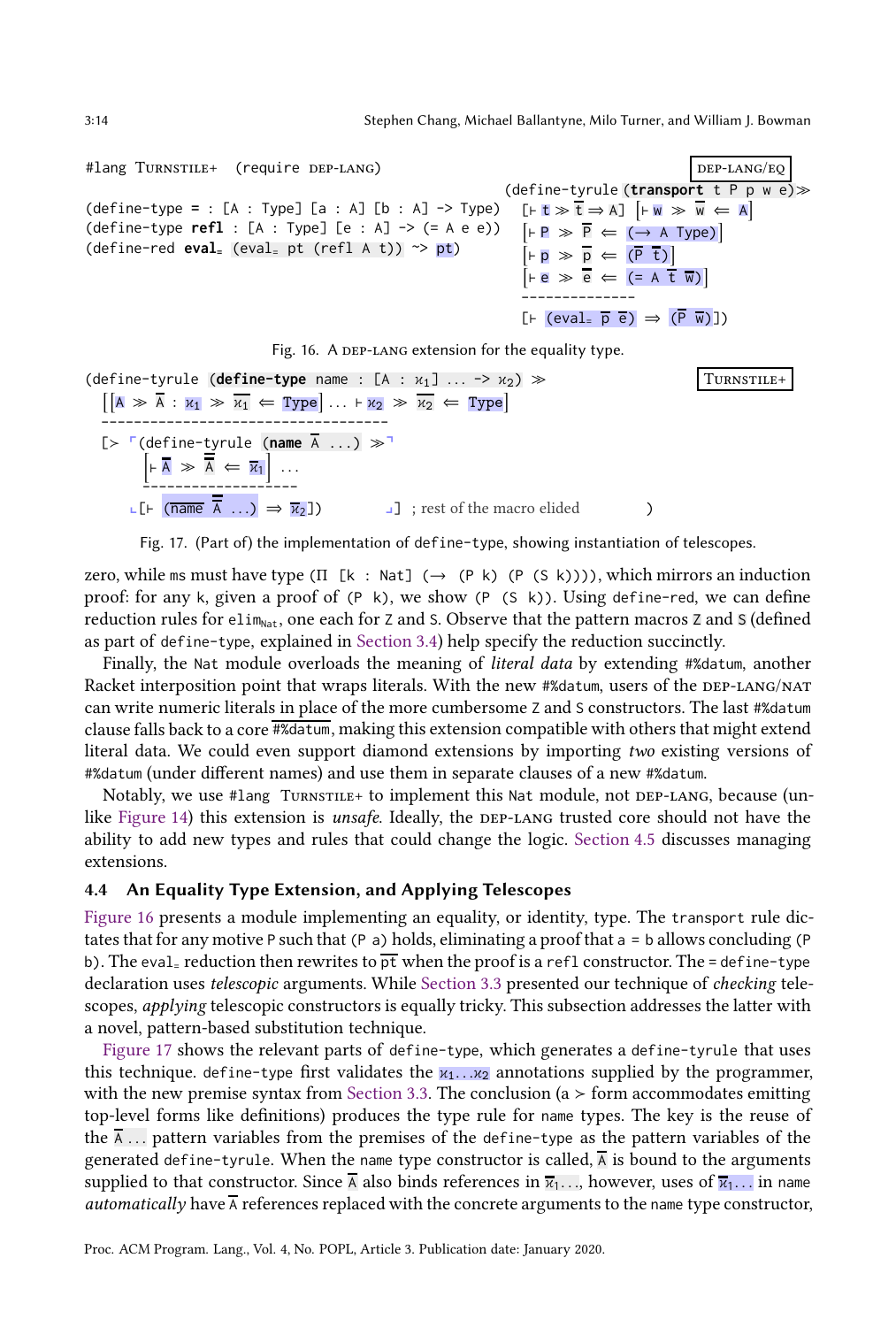```
#lang Turnstile+  (require dep-lang)                          dep-lang/eq

                                                   (define-tyrule (transport t P p w e) ≫
(define-type = : [A : Type] [a : A] [b : A] -> Type)  [⊢ t ≫ t̄ ⇒ A] [⊢ w ≫ w̄ ⇐ A]
(define-type refl : [A : Type] [e : A] -> (= A e e))  [⊢ P ≫ P̄ ⇐ (→ A Type)]
(define-red eval= (eval= pt (refl A t)) ~> pt)       [⊢ p ≫ p̄ ⇐ (P̄ t̄)]
                                                     [⊢ e ≫ ē ⇐ (= A t̄ w̄)]
                                                     --------------
                                                     [⊢ (eval= p̄ ē) ⇒ (P̄ w̄)])
```

Fig. 16. A dep-lang extension for the equality type.

```
(define-tyrule (define-type name : [A : κ1] ... -> κ2) ≫             Turnstile+
  [[A ≫ Ā : κ1 ≫ κ̄1 ⇐ Type] ... ⊢ κ2 ≫ κ̄2 ⇐ Type]
  ----------------------------------
  [> ⌜(define-tyrule (name A ...) ≫⌝
      [⊢ Ā ≫ Ā̄ ⇐ κ̄1] ...
      ------------------
    ⌞[⊢ (name Ā̄ ...) ⇒ κ̄2])        ⌟] ; rest of the macro elided        )
```

Fig. 17. (Part of) the implementation of define-type, showing instantiation of telescopes.

zero, while ms must have type (Π [k : Nat] (→ (P k) (P (S k)))), which mirrors an induction proof: for any k, given a proof of (P k), we show (P (S k)). Using define-red, we can define reduction rules for $\text{elim}_{\text{Nat}}$, one each for Z and S. Observe that the pattern macros Z and S (defined as part of define-type, explained in Section 3.4) help specify the reduction succinctly.

Finally, the Nat module overloads the meaning of *literal data* by extending #%datum, another Racket interposition point that wraps literals. With the new #%datum, users of the dep-lang/nat can write numeric literals in place of the more cumbersome Z and S constructors. The last #%datum clause falls back to a core $\overline{\text{\#\%datum}}$, making this extension compatible with others that might extend literal data. We could even support diamond extensions by importing *two* existing versions of #%datum (under different names) and use them in separate clauses of a new #%datum.

Notably, we use #lang Turnstile+ to implement this Nat module, not dep-lang, because (unlike Figure 14) this extension is *unsafe*. Ideally, the dep-lang trusted core should not have the ability to add new types and rules that could change the logic. Section 4.5 discusses managing extensions.

### 4.4 An Equality Type Extension, and Applying Telescopes

Figure 16 presents a module implementing an equality, or identity, type. The transport rule dictates that for any motive P such that (P a) holds, eliminating a proof that a = b allows concluding (P b). The eval= reduction then rewrites to $\overline{\text{pt}}$ when the proof is a refl constructor. The = define-type declaration uses *telescopic* arguments. While Section 3.3 presented our technique of *checking* telescopes, *applying* telescopic constructors is equally tricky. This subsection addresses the latter with a novel, pattern-based substitution technique.

Figure 17 shows the relevant parts of define-type, which generates a define-tyrule that uses this technique. define-type first validates the $\kappa_1 \ldots \kappa_2$ annotations supplied by the programmer, with the new premise syntax from Section 3.3. The conclusion (a > form accommodates emitting top-level forms like definitions) produces the type rule for name types. The key is the reuse of the $\overline{\text{A}}$ ... pattern variables from the premises of the define-type as the pattern variables of the generated define-tyrule. When the name type constructor is called, $\overline{\text{A}}$ is bound to the arguments supplied to that constructor. Since $\overline{\text{A}}$ also binds references in $\overline{\kappa}_1 \ldots$, however, uses of $\overline{\kappa}_1 \ldots$ in name *automatically* have $\overline{\text{A}}$ references replaced with the concrete arguments to the name type constructor,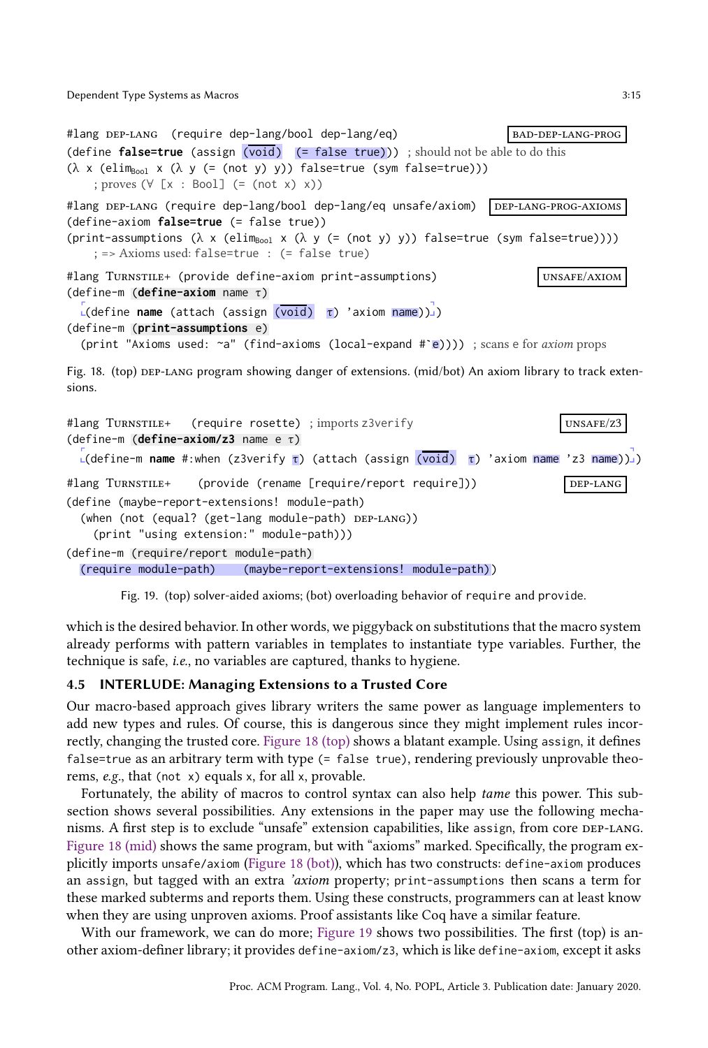```
#lang DEP-LANG   (require dep-lang/bool dep-lang/eq)                    BAD-DEP-LANG-PROG
(define false=true (assign (void)  (= false true)))  ; should not be able to do this
(λ x (elim_Bool x (λ y (= (not y) y)) false=true (sym false=true)))
     ; proves (∀ [x : Bool] (= (not x) x))
```

```
#lang DEP-LANG (require dep-lang/bool dep-lang/eq unsafe/axiom)   DEP-LANG-PROG-AXIOMS
(define-axiom false=true (= false true))
(print-assumptions (λ x (elim_Bool x (λ y (= (not y) y)) false=true (sym false=true))))
     ; => Axioms used: false=true : (= false true)
```

```
#lang TURNSTILE+ (provide define-axiom print-assumptions)                 UNSAFE/AXIOM
(define-m (define-axiom name τ)
  ⌜(define name (attach (assign (void)  τ) 'axiom name))⌟)
(define-m (print-assumptions e)
  (print "Axioms used: ~a" (find-axioms (local-expand #`e)))) ; scans e for axiom props
```

Fig. 18. (top) DEP-LANG program showing danger of extensions. (mid/bot) An axiom library to track extensions.

```
#lang TURNSTILE+   (require rosette) ; imports z3verify                     UNSAFE/Z3
(define-m (define-axiom/z3 name e τ)
  ⌜(define-m name #:when (z3verify τ) (attach (assign (void)  τ) 'axiom name 'z3 name))⌟)
```

```
#lang TURNSTILE+    (provide (rename [require/report require]))            DEP-LANG
(define (maybe-report-extensions! module-path)
  (when (not (equal? (get-lang module-path) DEP-LANG))
    (print "using extension:" module-path)))
(define-m (require/report module-path)
  (require module-path)    (maybe-report-extensions! module-path))
```

Fig. 19. (top) solver-aided axioms; (bot) overloading behavior of `require` and `provide`.

which is the desired behavior. In other words, we piggyback on substitutions that the macro system already performs with pattern variables in templates to instantiate type variables. Further, the technique is safe, *i.e.*, no variables are captured, thanks to hygiene.

### 4.5 INTERLUDE: Managing Extensions to a Trusted Core

Our macro-based approach gives library writers the same power as language implementers to add new types and rules. Of course, this is dangerous since they might implement rules incorrectly, changing the trusted core. Figure 18 (top) shows a blatant example. Using `assign`, it defines `false=true` as an arbitrary term with type `(= false true)`, rendering previously unprovable theorems, *e.g.*, that `(not x)` equals `x`, for all `x`, provable.

Fortunately, the ability of macros to control syntax can also help *tame* this power. This subsection shows several possibilities. Any extensions in the paper may use the following mechanisms. A first step is to exclude "unsafe" extension capabilities, like `assign`, from core DEP-LANG. Figure 18 (mid) shows the same program, but with "axioms" marked. Specifically, the program explicitly imports `unsafe/axiom` (Figure 18 (bot)), which has two constructs: `define-axiom` produces an `assign`, but tagged with an extra *'axiom* property; `print-assumptions` then scans a term for these marked subterms and reports them. Using these constructs, programmers can at least know when they are using unproven axioms. Proof assistants like Coq have a similar feature.

With our framework, we can do more; Figure 19 shows two possibilities. The first (top) is another axiom-definer library; it provides `define-axiom/z3`, which is like `define-axiom`, except it asks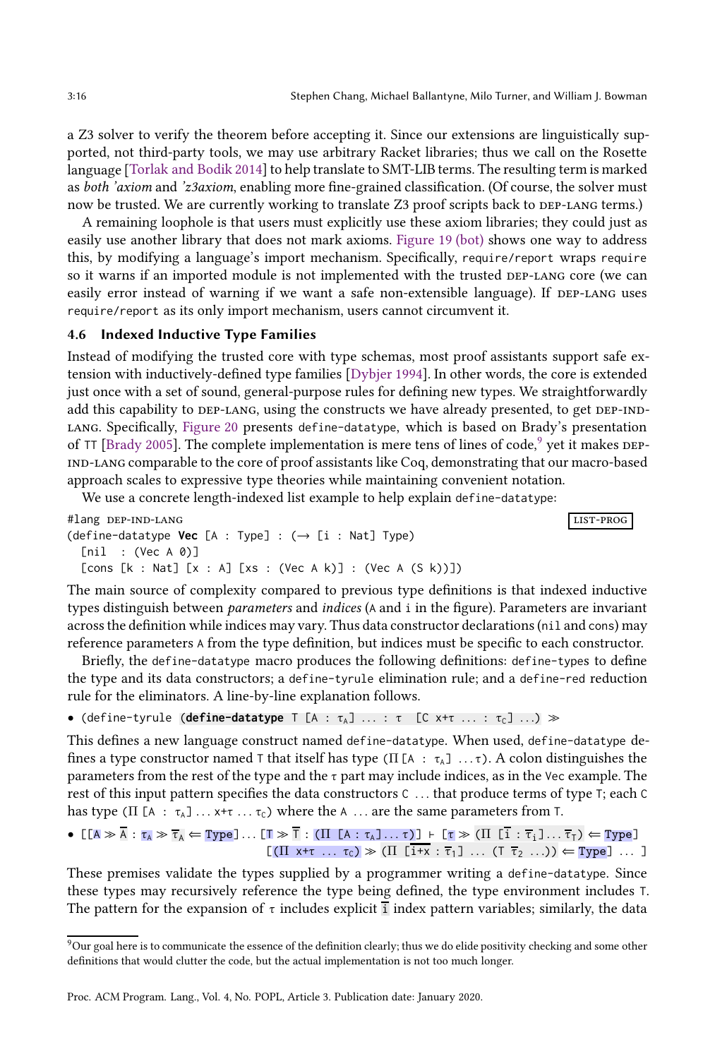a Z3 solver to verify the theorem before accepting it. Since our extensions are linguistically supported, not third-party tools, we may use arbitrary Racket libraries; thus we call on the Rosette language [Torlak and Bodik 2014] to help translate to SMT-LIB terms. The resulting term is marked as *both 'axiom* and *'z3axiom*, enabling more fine-grained classification. (Of course, the solver must now be trusted. We are currently working to translate Z3 proof scripts back to DEP-LANG terms.)

A remaining loophole is that users must explicitly use these axiom libraries; they could just as easily use another library that does not mark axioms. Figure 19 (bot) shows one way to address this, by modifying a language's import mechanism. Specifically, `require/report` wraps `require` so it warns if an imported module is not implemented with the trusted DEP-LANG core (we can easily error instead of warning if we want a safe non-extensible language). If DEP-LANG uses `require/report` as its only import mechanism, users cannot circumvent it.

### 4.6 Indexed Inductive Type Families

Instead of modifying the trusted core with type schemas, most proof assistants support safe extension with inductively-defined type families [Dybjer 1994]. In other words, the core is extended just once with a set of sound, general-purpose rules for defining new types. We straightforwardly add this capability to DEP-LANG, using the constructs we have already presented, to get DEP-IND-LANG. Specifically, Figure 20 presents `define-datatype`, which is based on Brady's presentation of TT [Brady 2005]. The complete implementation is mere tens of lines of code,[9] yet it makes DEP-IND-LANG comparable to the core of proof assistants like Coq, demonstrating that our macro-based approach scales to expressive type theories while maintaining convenient notation.

We use a concrete length-indexed list example to help explain `define-datatype`:

```
#lang DEP-IND-LANG                                                    LIST-PROG
(define-datatype Vec [A : Type] : (→ [i : Nat] Type)
  [nil  : (Vec A 0)]
  [cons [k : Nat] [x : A] [xs : (Vec A k)] : (Vec A (S k))])
```

The main source of complexity compared to previous type definitions is that indexed inductive types distinguish between *parameters* and *indices* (`A` and `i` in the figure). Parameters are invariant across the definition while indices may vary. Thus data constructor declarations (`nil` and `cons`) may reference parameters `A` from the type definition, but indices must be specific to each constructor.

Briefly, the `define-datatype` macro produces the following definitions: `define-types` to define the type and its data constructors; a `define-tyrule` elimination rule; and a `define-red` reduction rule for the eliminators. A line-by-line explanation follows.

- `(define-tyrule (`**`define-datatype`**` T [A : τ_A] ... : τ  [C x+τ ... : τ_C] ...) ≫`

This defines a new language construct named `define-datatype`. When used, `define-datatype` defines a type constructor named `T` that itself has type $(\Pi$ `[A : τ_A] ...τ`$)$. A colon distinguishes the parameters from the rest of the type and the τ part may include indices, as in the `Vec` example. The rest of this input pattern specifies the data constructors `C ...` that produce terms of type `T`; each `C` has type $(\Pi$ `[A : τ_A] ... x+τ ... τ_C`$)$ where the `A ...` are the same parameters from `T`.

- `[[A ≫ A̅ : τ_A ≫ τ̅_A ⇐ Type] ... [T ≫ T̅ : (Π [A : τ_A] ... τ)] ⊢ [τ ≫ (Π [i̅ : τ̅_i] ... τ̅_T) ⇐ Type]`
  `[(Π x+τ ... τ_C) ≫ (Π [i̅+x̅ : τ̅_1] ... (T̅ τ̅_2 ...)) ⇐ Type] ... ]`

These premises validate the types supplied by a programmer writing a `define-datatype`. Since these types may recursively reference the type being defined, the type environment includes `T`. The pattern for the expansion of τ includes explicit $\bar{\text{i}}$ index pattern variables; similarly, the data

[9] Our goal here is to communicate the essence of the definition clearly; thus we do elide positivity checking and some other definitions that would clutter the code, but the actual implementation is not too much longer.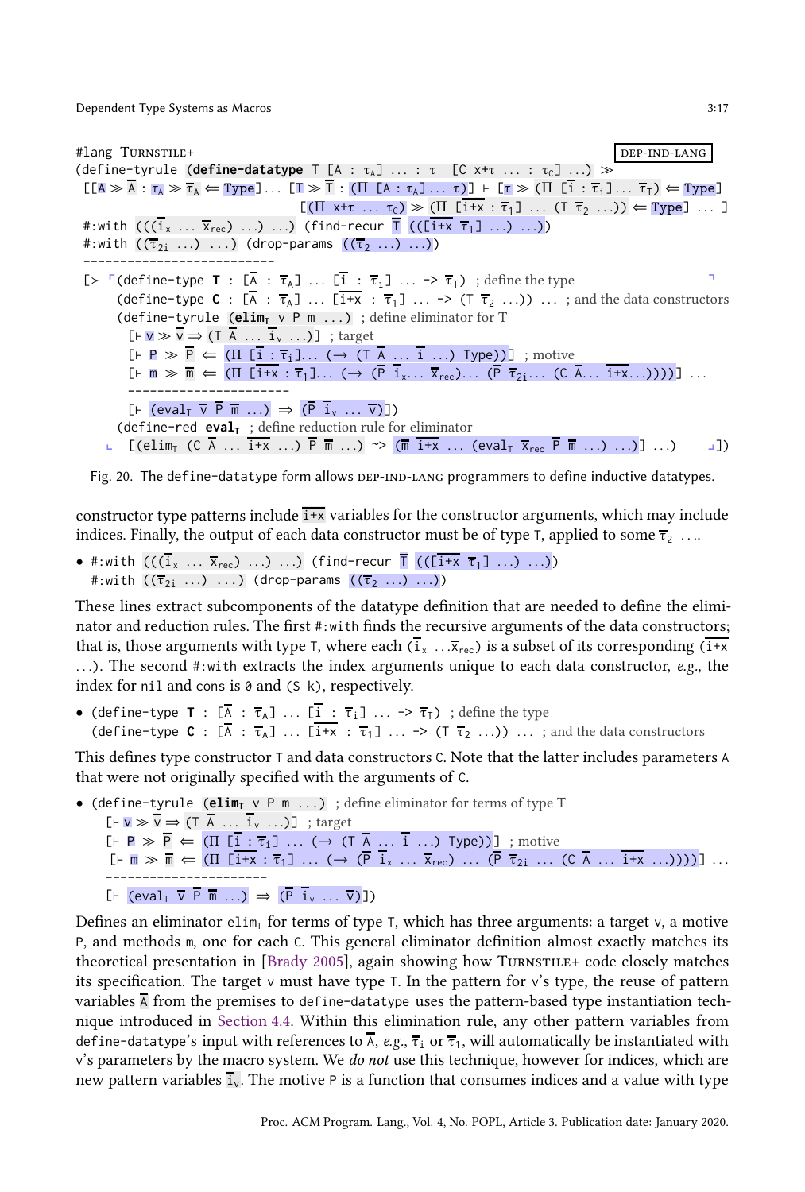```
#lang TURNSTILE+                                                          DEP-IND-LANG
(define-tyrule (define-datatype T [A : τA] ... : τ  [C x+τ ... : τC] ...) ≫
 [[A ≫ Ā : τA ≫ τ̄A ⇐ Type]... [T ≫ T̄ : (Π [A : τA]... τ)] ⊢ [τ ≫ (Π [ī : τ̄i]... τ̄T) ⇐ Type]
                              [(Π x+τ ... τC) ≫ (Π [i+x : τ̄1] ... (T τ̄2 ...)) ⇐ Type] ... ]
 #:with (((īx ... x̄rec) ...) ...) (find-recur T̄ (([i+x τ̄1] ...) ...))
 #:with ((τ̄2i ...) ...) (drop-params ((τ̄2 ...) ...))
 --------------------------
 [≻ ⌜(define-type T : [Ā : τ̄A] ... [ī : τ̄i] ... -> τ̄T)  ; define the type                ⌝
      (define-type C : [Ā : τ̄A] ... [i+x : τ̄1] ... -> (T τ̄2 ...)) ... ; and the data constructors
      (define-tyrule (elimT v P m ...)  ; define eliminator for T
        [⊢ v ≫ v̄ ⇒ (T Ā ... īv ...)] ; target
        [⊢ P ≫ P̄ ⇐ (Π [ī : τ̄i]... (→ (T Ā ... ī ...) Type))] ; motive
        [⊢ m ≫ m̄ ⇐ (Π [i+x : τ̄1]... (→ (P̄ īx... x̄rec)... (P̄ τ̄2i... (C Ā... i+x...))))] ...
        ----------------------
        [⊢ (evalT v̄ P̄ m̄ ...) ⇒ (P̄ īv ... v̄)])
      (define-red evalT  ; define reduction rule for eliminator
    ⌞  [(elimT (C Ā ... i+x ...) P̄ m̄ ...) ~> (m̄ i+x ... (evalT x̄rec P̄ m̄ ...) ...)] ...)     ⌟])
```

Fig. 20. The `define-datatype` form allows DEP-IND-LANG programmers to define inductive datatypes.

constructor type patterns include $\overline{\texttt{i+x}}$ variables for the constructor arguments, which may include indices. Finally, the output of each data constructor must be of type `T`, applied to some $\overline{\tau}_2$ ....

- ```
  #:with (((īx ... x̄rec) ...) ...) (find-recur T̄ (([i+x τ̄1] ...) ...))
  #:with ((τ̄2i ...) ...) (drop-params ((τ̄2 ...) ...))
  ```

These lines extract subcomponents of the datatype definition that are needed to define the eliminator and reduction rules. The first `#:with` finds the recursive arguments of the data constructors; that is, those arguments with type `T`, where each ($\overline{\texttt{i}}_{\texttt{x}}$ ...$\overline{\texttt{x}}_{\texttt{rec}}$) is a subset of its corresponding ($\overline{\texttt{i+x}}$ ...). The second `#:with` extracts the index arguments unique to each data constructor, *e.g.*, the index for `nil` and `cons` is `0` and `(S k)`, respectively.

- ```
  (define-type T : [Ā : τ̄A] ... [ī : τ̄i] ... -> τ̄T)  ; define the type
  (define-type C : [Ā : τ̄A] ... [i+x : τ̄1] ... -> (T τ̄2 ...)) ... ; and the data constructors
  ```

This defines type constructor `T` and data constructors `C`. Note that the latter includes parameters `A` that were not originally specified with the arguments of `C`.

- ```
  (define-tyrule (elimT v P m ...)  ; define eliminator for terms of type T
    [⊢ v ≫ v̄ ⇒ (T Ā ... īv ...)] ; target
    [⊢ P ≫ P̄ ⇐ (Π [ī : τ̄i] ... (→ (T Ā ... ī ...) Type))] ; motive
    [⊢ m ≫ m̄ ⇐ (Π [i+x : τ̄1] ... (→ (P̄ īx ... x̄rec) ... (P̄ τ̄2i ... (C Ā ... i+x ...))))] ...
    ----------------------
    [⊢ (evalT v̄ P̄ m̄ ...) ⇒ (P̄ īv ... v̄)])
  ```

Defines an eliminator $\texttt{elim}_{\texttt{T}}$ for terms of type `T`, which has three arguments: a target `v`, a motive `P`, and methods `m`, one for each `C`. This general eliminator definition almost exactly matches its theoretical presentation in [Brady 2005], again showing how TURNSTILE+ code closely matches its specification. The target `v` must have type `T`. In the pattern for `v`'s type, the reuse of pattern variables $\overline{\texttt{A}}$ from the premises to `define-datatype` uses the pattern-based type instantiation technique introduced in Section 4.4. Within this elimination rule, any other pattern variables from `define-datatype`'s input with references to $\overline{\texttt{A}}$, *e.g.*, $\overline{\tau}_{\texttt{i}}$ or $\overline{\tau}_1$, will automatically be instantiated with `v`'s parameters by the macro system. We *do not* use this technique, however for indices, which are new pattern variables $\overline{\texttt{i}}_{\texttt{v}}$. The motive `P` is a function that consumes indices and a value with type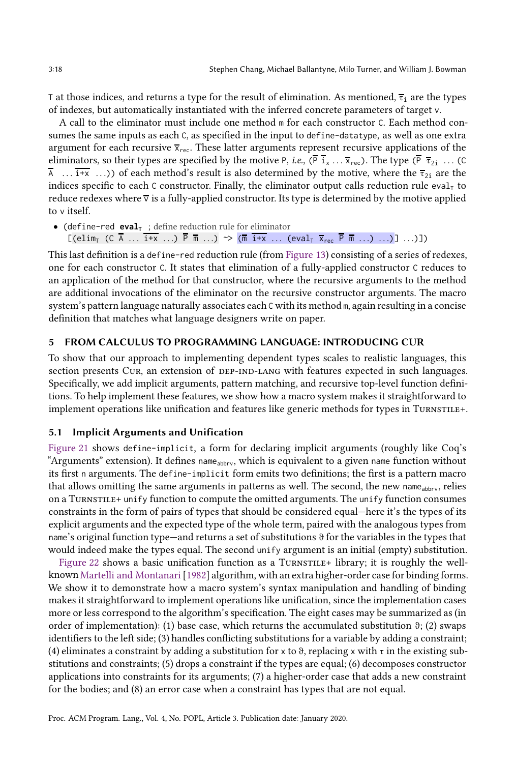T at those indices, and returns a type for the result of elimination. As mentioned, $\overline{\tau}_i$ are the types of indexes, but automatically instantiated with the inferred concrete parameters of target v.

A call to the eliminator must include one method m for each constructor C. Each method consumes the same inputs as each C, as specified in the input to define-datatype, as well as one extra argument for each recursive $\overline{x}_{rec}$. These latter arguments represent recursive applications of the eliminators, so their types are specified by the motive P, *i.e.*, ($\overline{P}$ $\overline{i}_x$ ... $\overline{x}_{rec}$). The type ($\overline{P}$ $\overline{\tau}_{2i}$ ... (C $\overline{A}$ ... $\overline{i+x}$ ...)) of each method's result is also determined by the motive, where the $\overline{\tau}_{2i}$ are the indices specific to each C constructor. Finally, the eliminator output calls reduction rule $eval_T$ to reduce redexes where $\overline{v}$ is a fully-applied constructor. Its type is determined by the motive applied to v itself.

- (define-red **eval$_T$** ; define reduction rule for eliminator
  [(elim$_T$ (C $\overline{A}$ ... $\overline{i+x}$ ...) $\overline{P}$ $\overline{m}$ ...) ~> ($\overline{m}$ $\overline{i+x}$ ... (eval$_T$ $\overline{x}_{rec}$ $\overline{P}$ $\overline{m}$ ...) ...)] ...)])

This last definition is a define-red reduction rule (from Figure 13) consisting of a series of redexes, one for each constructor C. It states that elimination of a fully-applied constructor C reduces to an application of the method for that constructor, where the recursive arguments to the method are additional invocations of the eliminator on the recursive constructor arguments. The macro system's pattern language naturally associates each C with its method m, again resulting in a concise definition that matches what language designers write on paper.

## 5 FROM CALCULUS TO PROGRAMMING LANGUAGE: INTRODUCING CUR

To show that our approach to implementing dependent types scales to realistic languages, this section presents Cur, an extension of DEP-IND-LANG with features expected in such languages. Specifically, we add implicit arguments, pattern matching, and recursive top-level function definitions. To help implement these features, we show how a macro system makes it straightforward to implement operations like unification and features like generic methods for types in Turnstile+.

### 5.1 Implicit Arguments and Unification

Figure 21 shows define-implicit, a form for declaring implicit arguments (roughly like Coq's "Arguments" extension). It defines $name_{abbrv}$, which is equivalent to a given name function without its first n arguments. The define-implicit form emits two definitions; the first is a pattern macro that allows omitting the same arguments in patterns as well. The second, the new $name_{abbrv}$, relies on a Turnstile+ unify function to compute the omitted arguments. The unify function consumes constraints in the form of pairs of types that should be considered equal—here it's the types of its explicit arguments and the expected type of the whole term, paired with the analogous types from name's original function type—and returns a set of substitutions $\vartheta$ for the variables in the types that would indeed make the types equal. The second unify argument is an initial (empty) substitution.

Figure 22 shows a basic unification function as a Turnstile+ library; it is roughly the well-known Martelli and Montanari [1982] algorithm, with an extra higher-order case for binding forms. We show it to demonstrate how a macro system's syntax manipulation and handling of binding makes it straightforward to implement operations like unification, since the implementation cases more or less correspond to the algorithm's specification. The eight cases may be summarized as (in order of implementation): (1) base case, which returns the accumulated substitution $\vartheta$; (2) swaps identifiers to the left side; (3) handles conflicting substitutions for a variable by adding a constraint; (4) eliminates a constraint by adding a substitution for x to $\vartheta$, replacing x with $\tau$ in the existing substitutions and constraints; (5) drops a constraint if the types are equal; (6) decomposes constructor applications into constraints for its arguments; (7) a higher-order case that adds a new constraint for the bodies; and (8) an error case when a constraint has types that are not equal.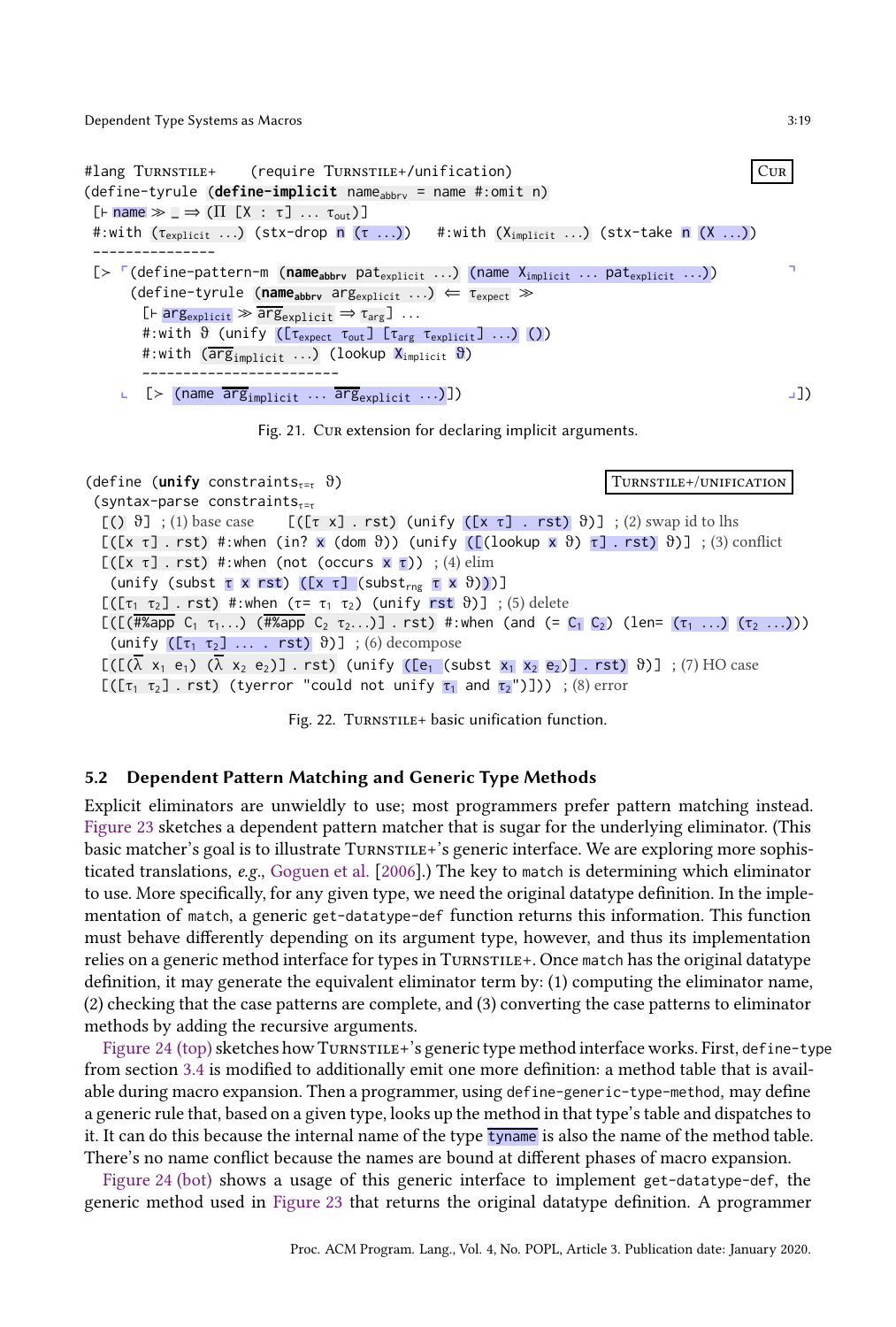```
#lang Turnstile+    (require Turnstile+/unification)                    Cur
(define-tyrule (define-implicit name_abbrv = name #:omit n)
 [⊢ name ≫ _ ⇒ (Π [X : τ] ... τ_out)]
 #:with (τ_explicit ...) (stx-drop n (τ ...))    #:with (X_implicit ...) (stx-take n (X ...))
 ---------------
 [≻ ⌜(define-pattern-m (name_abbrv pat_explicit ...) (name X_implicit ... pat_explicit ...))        ⌝
     (define-tyrule (name_abbrv arg_explicit ...) ⇐ τ_expect ≫
       [⊢ arg_explicit ≫ arg‾_explicit ⇒ τ_arg] ...
       #:with ϑ (unify ([τ_expect τ_out] [τ_arg τ_explicit] ...) ())
       #:with (arg‾_implicit ...) (lookup X_implicit ϑ)
       ------------------------
   ⌞  [≻ (name arg‾_implicit ... arg‾_explicit ...)])                                                ⌟])
```

Fig. 21. Cur extension for declaring implicit arguments.

```
(define (unify constraints_τ=τ ϑ)                                      Turnstile+/unification
 (syntax-parse constraints_τ=τ
  [() ϑ] ; (1) base case      [([τ x] . rst) (unify ([x τ] . rst) ϑ)] ; (2) swap id to lhs
  [([x τ] . rst) #:when (in? x (dom ϑ)) (unify ([(lookup x ϑ) τ] . rst) ϑ)] ; (3) conflict
  [([x τ] . rst) #:when (not (occurs x τ)) ; (4) elim
   (unify (subst τ x rst) ([x τ] (subst_rng τ x ϑ)))]
  [([τ1 τ2] . rst) #:when (τ= τ1 τ2) (unify rst ϑ)] ; (5) delete
  [([(#%app C1 τ1...) (#%app C2 τ2...)] . rst) #:when (and (= C1 C2) (len= (τ1 ...) (τ2 ...)))
   (unify ([τ1 τ2] ... . rst) ϑ)] ; (6) decompose
  [([(λ x1 e1) (λ x2 e2)] . rst) (unify ([e1 (subst x1 x2 e2)] . rst) ϑ)] ; (7) HO case
  [([τ1 τ2] . rst) (tyerror "could not unify τ1 and τ2")])) ; (8) error
```

Fig. 22. Turnstile+ basic unification function.

## 5.2 Dependent Pattern Matching and Generic Type Methods

Explicit eliminators are unwieldy to use; most programmers prefer pattern matching instead. Figure 23 sketches a dependent pattern matcher that is sugar for the underlying eliminator. (This basic matcher's goal is to illustrate Turnstile+'s generic interface. We are exploring more sophisticated translations, *e.g.*, Goguen et al. [2006].) The key to `match` is determining which eliminator to use. More specifically, for any given type, we need the original datatype definition. In the implementation of `match`, a generic `get-datatype-def` function returns this information. This function must behave differently depending on its argument type, however, and thus its implementation relies on a generic method interface for types in Turnstile+. Once `match` has the original datatype definition, it may generate the equivalent eliminator term by: (1) computing the eliminator name, (2) checking that the case patterns are complete, and (3) converting the case patterns to eliminator methods by adding the recursive arguments.

Figure 24 (top) sketches how Turnstile+'s generic type method interface works. First, `define-type` from section 3.4 is modified to additionally emit one more definition: a method table that is available during macro expansion. Then a programmer, using `define-generic-type-method`, may define a generic rule that, based on a given type, looks up the method in that type's table and dispatches to it. It can do this because the internal name of the type `tyname` is also the name of the method table. There's no name conflict because the names are bound at different phases of macro expansion.

Figure 24 (bot) shows a usage of this generic interface to implement `get-datatype-def`, the generic method used in Figure 23 that returns the original datatype definition. A programmer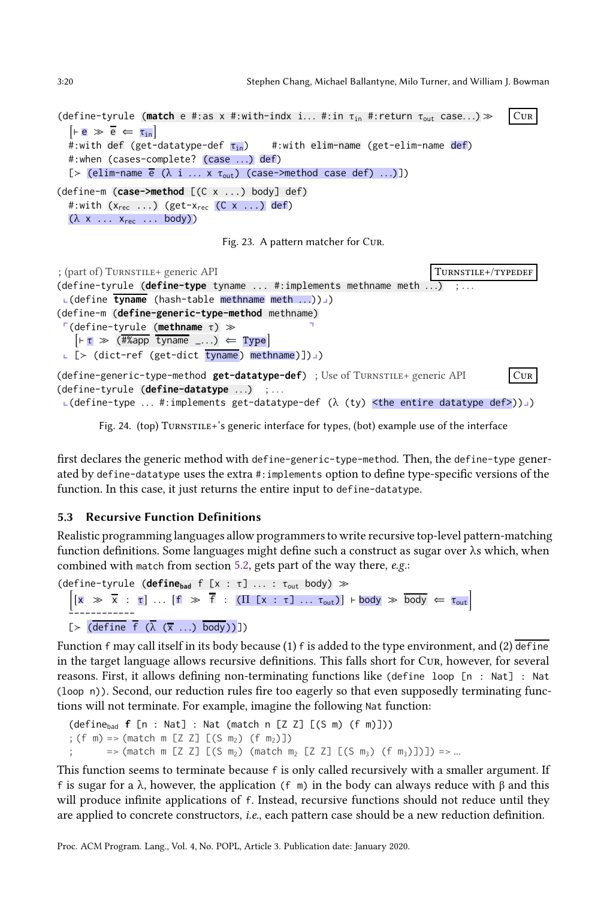```
(define-tyrule (match e #:as x #:with-indx i... #:in τin #:return τout case...) ≫        CUR
  [⊢ e ≫ ē ⇐ τin]
  #:with def (get-datatype-def τin)    #:with elim-name (get-elim-name def)
  #:when (cases-complete? (case ...) def)
  [> (elim-name ē (λ i ... x τout) (case->method case def) ...)])

(define-m (case->method [(C x ...) body] def)
  #:with (xrec ...) (get-xrec (C x ...) def)
  (λ x ... xrec ... body))
```

Fig. 23. A pattern matcher for Cur.

```
; (part of) TURNSTILE+ generic API                                    TURNSTILE+/TYPEDEF
(define-tyrule (define-type tyname ... #:implements methname meth ...)   ; ...
 ⌞(define tyname (hash-table methname meth ...))⌟)
(define-m (define-generic-type-method methname)
 ⌜(define-tyrule (methname τ) ≫                                       ⌝
   [⊢ τ ≫ (#%app tyname _...) ⇐ Type]
 ⌞ [> (dict-ref (get-dict tyname) methname)])⌟)

(define-generic-type-method get-datatype-def)  ; Use of TURNSTILE+ generic API      CUR
(define-tyrule (define-datatype ...)   ; ...
 ⌞(define-type ... #:implements get-datatype-def (λ (ty) <the entire datatype def>))⌟)
```

Fig. 24. (top) Turnstile+'s generic interface for types, (bot) example use of the interface

first declares the generic method with `define-generic-type-method`. Then, the `define-type` generated by `define-datatype` uses the extra `#:implements` option to define type-specific versions of the function. In this case, it just returns the entire input to `define-datatype`.

### 5.3 Recursive Function Definitions

Realistic programming languages allow programmers to write recursive top-level pattern-matching function definitions. Some languages might define such a construct as sugar over λs which, when combined with `match` from section 5.2, gets part of the way there, *e.g.*:

```
(define-tyrule (define_bad f [x : τ] ... : τout body) ≫
  [[x ≫ x̄ : τ] ... [f ≫ f̄ : (Π [x : τ] ... τout)] ⊢ body ≫ body ⇐ τout]
  ------------
  [> (define f̄ (λ̄ (x̄ ...) body))])
```

Function `f` may call itself in its body because (1) `f` is added to the type environment, and (2) `define` in the target language allows recursive definitions. This falls short for Cur, however, for several reasons. First, it allows defining non-terminating functions like `(define loop [n : Nat] : Nat (loop n))`. Second, our reduction rules fire too eagerly so that even supposedly terminating functions will not terminate. For example, imagine the following `Nat` function:

```
(define_bad f [n : Nat] : Nat (match n [Z Z] [(S m) (f m)]))
; (f m) => (match m [Z Z] [(S m2) (f m2)])
;       => (match m [Z Z] [(S m2) (match m2 [Z Z] [(S m3) (f m3)])]) => ...
```

This function seems to terminate because `f` is only called recursively with a smaller argument. If `f` is sugar for a λ, however, the application `(f m)` in the body can always reduce with β and this will produce infinite applications of `f`. Instead, recursive functions should not reduce until they are applied to concrete constructors, *i.e.*, each pattern case should be a new reduction definition.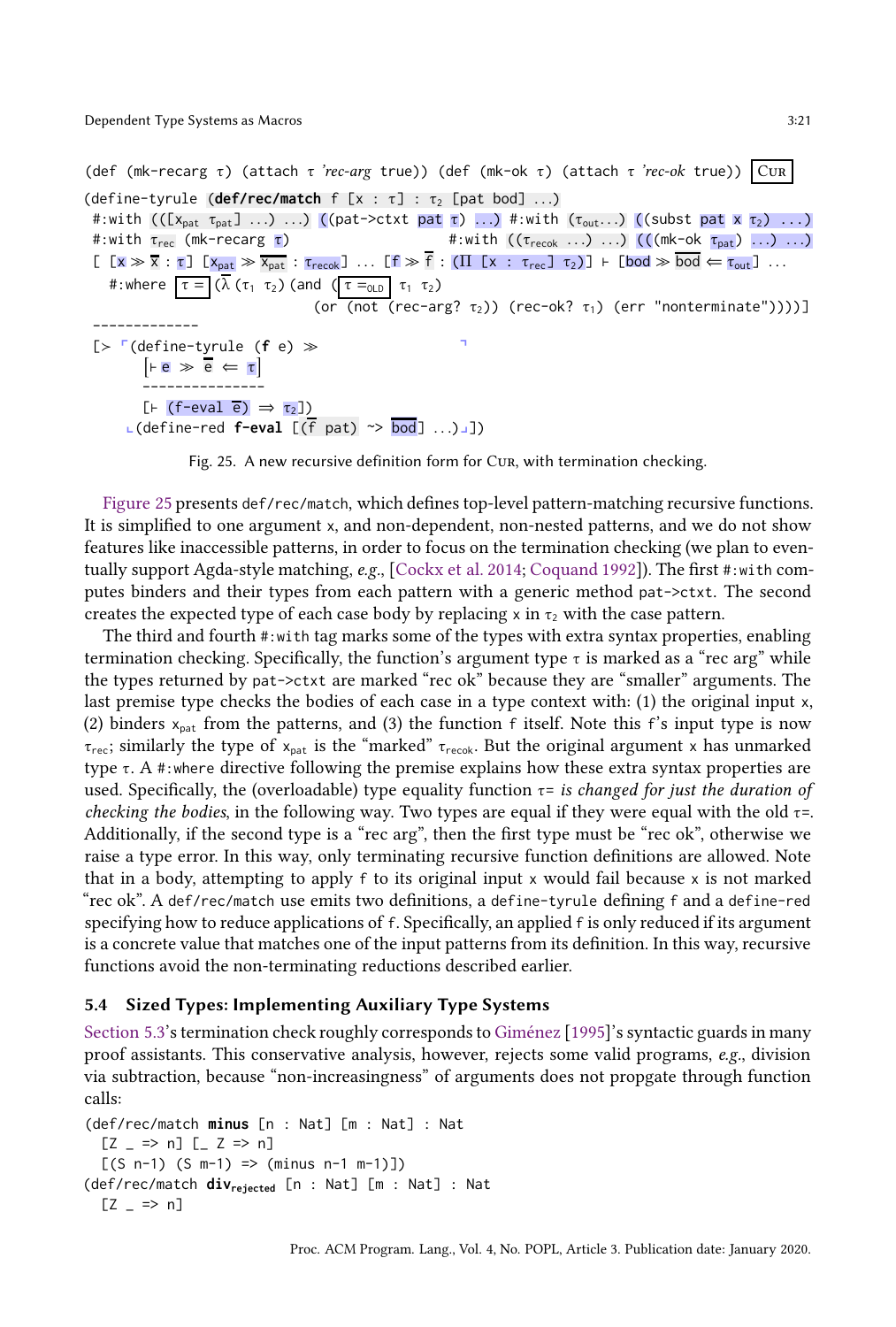```
(def (mk-recarg τ) (attach τ 'rec-arg true)) (def (mk-ok τ) (attach τ 'rec-ok true))   Cur
(define-tyrule (def/rec/match f [x : τ] : τ2 [pat bod] ...)
 #:with (([x_pat τ_pat] ...) ...) ((pat->ctxt pat τ) ...) #:with (τ_out...) ((subst pat x τ2) ...)
 #:with τ_rec (mk-recarg τ)                              #:with ((τ_recok ...) ...) (((mk-ok τ_pat) ...) ...)
 [ [x ≫ x̄ : τ] [x_pat ≫ x̄_pat : τ_recok] ... [f ≫ f̄ : (Π [x : τ_rec] τ2)] ⊢ [bod ≫ b̄od ⇐ τ_out] ...
   #:where τ= (λ (τ1 τ2) (and (τ=_OLD τ1 τ2)
                              (or (not (rec-arg? τ2)) (rec-ok? τ1) (err "nonterminate"))))]
 -------------
 [> ⌜(define-tyrule (f e) ≫
       [⊢ e ≫ ē ⇐ τ]
       ---------------
       [⊢ (f-eval ē) ⇒ τ2])
    (define-red f-eval [(f̄ pat) ~> b̄od] ...)⌟])
```

Fig. 25. A new recursive definition form for Cur, with termination checking.

Figure 25 presents `def/rec/match`, which defines top-level pattern-matching recursive functions. It is simplified to one argument `x`, and non-dependent, non-nested patterns, and we do not show features like inaccessible patterns, in order to focus on the termination checking (we plan to eventually support Agda-style matching, *e.g.*, [Cockx et al. 2014; Coquand 1992]). The first `#:with` computes binders and their types from each pattern with a generic method `pat->ctxt`. The second creates the expected type of each case body by replacing `x` in $\tau_2$ with the case pattern.

The third and fourth `#:with` tag marks some of the types with extra syntax properties, enabling termination checking. Specifically, the function's argument type $\tau$ is marked as a "rec arg" while the types returned by `pat->ctxt` are marked "rec ok" because they are "smaller" arguments. The last premise type checks the bodies of each case in a type context with: (1) the original input `x`, (2) binders $x_{pat}$ from the patterns, and (3) the function `f` itself. Note this `f`'s input type is now $\tau_{rec}$; similarly the type of $x_{pat}$ is the "marked" $\tau_{recok}$. But the original argument `x` has unmarked type $\tau$. A `#:where` directive following the premise explains how these extra syntax properties are used. Specifically, the (overloadable) type equality function $\tau$= *is changed for just the duration of checking the bodies*, in the following way. Two types are equal if they were equal with the old $\tau$=. Additionally, if the second type is a "rec arg", then the first type must be "rec ok", otherwise we raise a type error. In this way, only terminating recursive function definitions are allowed. Note that in a body, attempting to apply `f` to its original input `x` would fail because `x` is not marked "rec ok". A `def/rec/match` use emits two definitions, a `define-tyrule` defining `f` and a `define-red` specifying how to reduce applications of `f`. Specifically, an applied `f` is only reduced if its argument is a concrete value that matches one of the input patterns from its definition. In this way, recursive functions avoid the non-terminating reductions described earlier.

## 5.4 Sized Types: Implementing Auxiliary Type Systems

Section 5.3's termination check roughly corresponds to Giménez [1995]'s syntactic guards in many proof assistants. This conservative analysis, however, rejects some valid programs, *e.g.*, division via subtraction, because "non-increasingness" of arguments does not propgate through function calls:

```
(def/rec/match minus [n : Nat] [m : Nat] : Nat
  [Z _ => n] [_ Z => n]
  [(S n-1) (S m-1) => (minus n-1 m-1)])
(def/rec/match div_rejected [n : Nat] [m : Nat] : Nat
  [Z _ => n]
```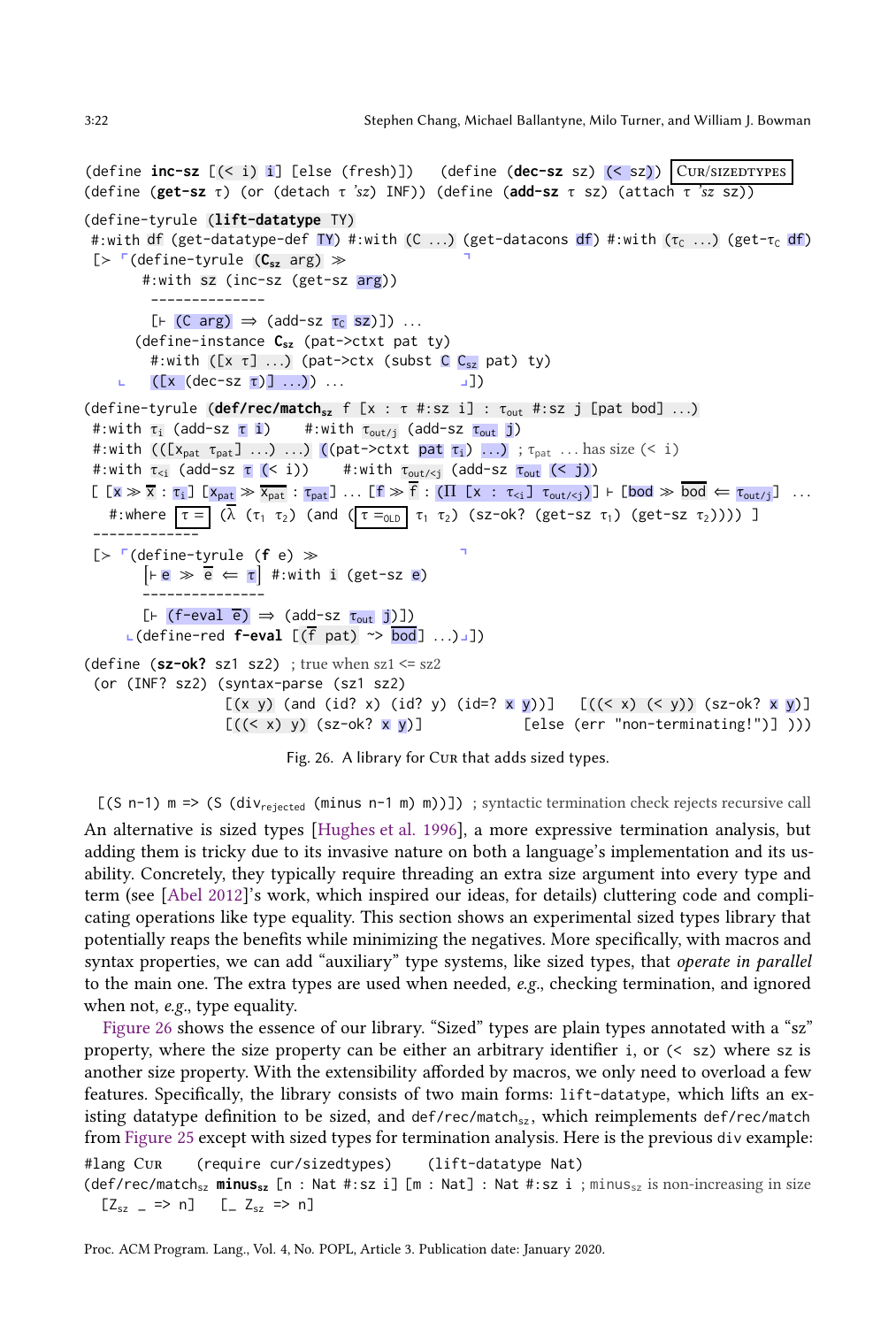```
(define inc-sz [(< i) i] [else (fresh)])   (define (dec-sz sz) (< sz))   CUR/SIZEDTYPES
(define (get-sz τ) (or (detach τ 'sz) INF)) (define (add-sz τ sz) (attach τ 'sz sz))

(define-tyrule (lift-datatype TY)
 #:with df (get-datatype-def TY) #:with (C ...) (get-datacons df) #:with (τ_C ...) (get-τ_C df)
 [> ⌜(define-tyrule (C_sz arg) ≫
       #:with sz (inc-sz (get-sz arg))
        --------------
        [⊢ (C arg) ⇒ (add-sz τ_C sz)]) ...
      (define-instance C_sz (pat->ctxt pat ty)
        #:with ([x τ] ...) (pat->ctx (subst C C_sz pat) ty)
    ⌞   ([x (dec-sz τ)] ...)) ...                          ⌟])

(define-tyrule (def/rec/match_sz f [x : τ #:sz i] : τ_out #:sz j [pat bod] ...)
 #:with τ_i (add-sz τ i)     #:with τ_out/j (add-sz τ_out j)
 #:with (([x_pat τ_pat] ...) ...) ((pat->ctxt pat τ_i) ...) ; τ_pat ... has size (< i)
 #:with τ_<i (add-sz τ (< i))    #:with τ_out/<j (add-sz τ_out (< j))
 [ [x ≫ x̄ : τ_i] [x_pat ≫ x̄_pat : τ_pat] ... [f ≫ f̄ : (Π [x : τ_<i] τ_out/<j)] ⊢ [bod ≫ bōd ⇐ τ_out/j] ...
   #:where τ = (λ (τ_1 τ_2) (and (τ =_OLD τ_1 τ_2) (sz-ok? (get-sz τ_1) (get-sz τ_2)))) ]
 -------------
 [> ⌜(define-tyrule (f e) ≫                         ⌝
      [⊢ e ≫ ē ⇐ τ] #:with i (get-sz e)
      ---------------
      [⊢ (f-eval ē) ⇒ (add-sz τ_out j)])
    ⌞(define-red f-eval [(f̄ pat) ~> bōd] ...)⌟])

(define (sz-ok? sz1 sz2)  ; true when sz1 <= sz2
 (or (INF? sz2) (syntax-parse (sz1 sz2)
               [(x y) (and (id? x) (id? y) (id=? x y))]   [((< x) (< y)) (sz-ok? x y)]
               [((< x) y) (sz-ok? x y)]                   [else (err "non-terminating!")] )))
```

Fig. 26. A library for Cur that adds sized types.

```
[(S n-1) m => (S (div_rejected (minus n-1 m) m))]) ; syntactic termination check rejects recursive call
```

An alternative is sized types [Hughes et al. 1996], a more expressive termination analysis, but adding them is tricky due to its invasive nature on both a language's implementation and its usability. Concretely, they typically require threading an extra size argument into every type and term (see [Abel 2012]'s work, which inspired our ideas, for details) cluttering code and complicating operations like type equality. This section shows an experimental sized types library that potentially reaps the benefits while minimizing the negatives. More specifically, with macros and syntax properties, we can add "auxiliary" type systems, like sized types, that *operate in parallel* to the main one. The extra types are used when needed, *e.g.*, checking termination, and ignored when not, *e.g.*, type equality.

Figure 26 shows the essence of our library. "Sized" types are plain types annotated with a "sz" property, where the size property can be either an arbitrary identifier `i`, or `(< sz)` where `sz` is another size property. With the extensibility afforded by macros, we only need to overload a few features. Specifically, the library consists of two main forms: `lift-datatype`, which lifts an existing datatype definition to be sized, and `def/rec/match`$_{sz}$, which reimplements `def/rec/match` from Figure 25 except with sized types for termination analysis. Here is the previous `div` example:

```
#lang Cur    (require cur/sizedtypes)    (lift-datatype Nat)
(def/rec/match_sz minus_sz [n : Nat #:sz i] [m : Nat] : Nat #:sz i ; minus_sz is non-increasing in size
  [Z_sz _ => n]   [_ Z_sz => n]
```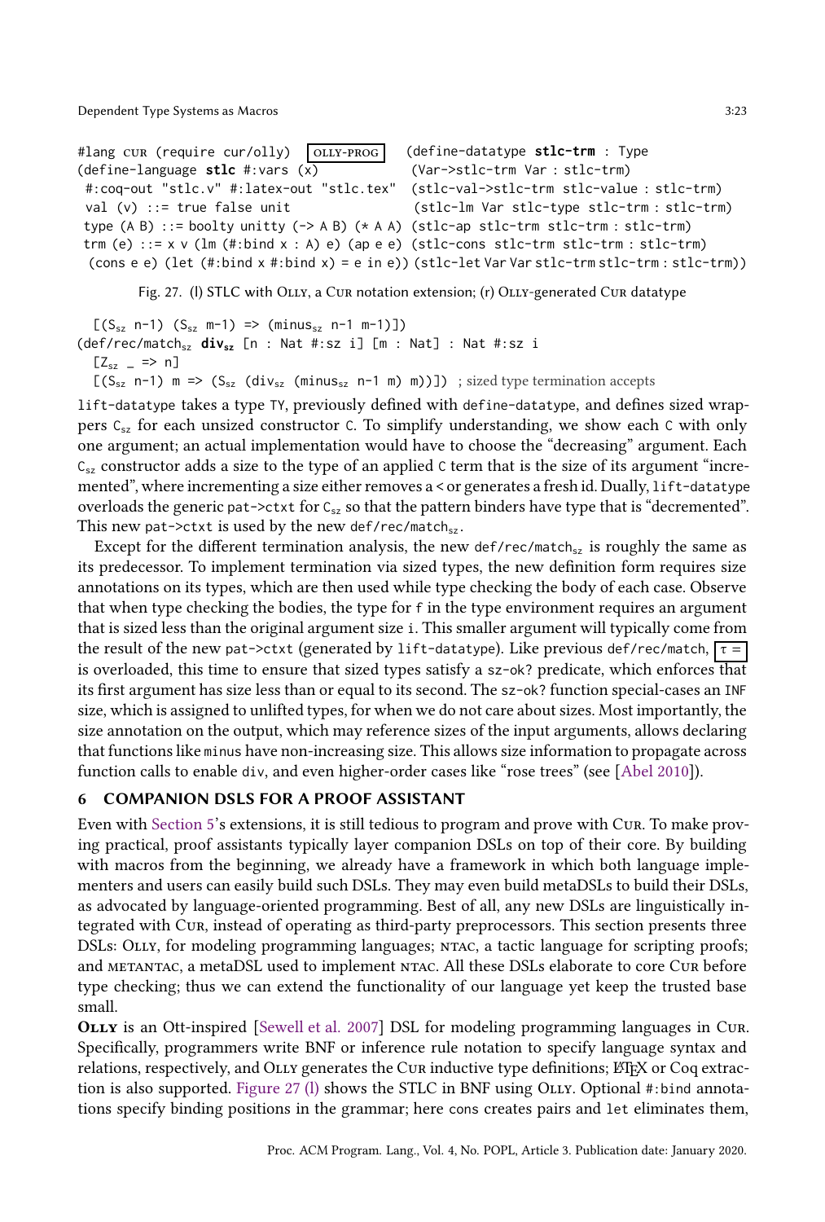```
#lang cur (require cur/olly)  OLLY-PROG
(define-language stlc #:vars (x)
 #:coq-out "stlc.v" #:latex-out "stlc.tex"
 val (v) ::= true false unit
 type (A B) ::= boolty unitty (-> A B) (* A A)
 trm (e) ::= x v (lm (#:bind x : A) e) (ap e e)
  (cons e e) (let (#:bind x #:bind x) = e in e))
```

```
(define-datatype stlc-trm : Type
 (Var->stlc-trm Var : stlc-trm)
 (stlc-val->stlc-trm stlc-value : stlc-trm)
 (stlc-lm Var stlc-type stlc-trm : stlc-trm)
 (stlc-ap stlc-trm stlc-trm : stlc-trm)
 (stlc-cons stlc-trm stlc-trm : stlc-trm)
 (stlc-let Var Var stlc-trm stlc-trm : stlc-trm))
```

Fig. 27. (l) STLC with Olly, a Cur notation extension; (r) Olly-generated Cur datatype

```
  [(S_sz n-1) (S_sz m-1) => (minus_sz n-1 m-1)])
(def/rec/match_sz div_sz [n : Nat #:sz i] [m : Nat] : Nat #:sz i
  [Z_sz _ => n]
  [(S_sz n-1) m => (S_sz (div_sz (minus_sz n-1 m) m))]) ; sized type termination accepts
```

lift-datatype takes a type TY, previously defined with define-datatype, and defines sized wrappers $C_{sz}$ for each unsized constructor C. To simplify understanding, we show each C with only one argument; an actual implementation would have to choose the "decreasing" argument. Each $C_{sz}$ constructor adds a size to the type of an applied C term that is the size of its argument "incremented", where incrementing a size either removes a < or generates a fresh id. Dually, lift-datatype overloads the generic pat->ctxt for $C_{sz}$ so that the pattern binders have type that is "decremented". This new pat->ctxt is used by the new def/rec/match$_{sz}$.

Except for the different termination analysis, the new def/rec/match$_{sz}$ is roughly the same as its predecessor. To implement termination via sized types, the new definition form requires size annotations on its types, which are then used while type checking the body of each case. Observe that when type checking the bodies, the type for f in the type environment requires an argument that is sized less than the original argument size i. This smaller argument will typically come from the result of the new pat->ctxt (generated by lift-datatype). Like previous def/rec/match, $\tau =$ is overloaded, this time to ensure that sized types satisfy a sz-ok? predicate, which enforces that its first argument has size less than or equal to its second. The sz-ok? function special-cases an INF size, which is assigned to unlifted types, for when we do not care about sizes. Most importantly, the size annotation on the output, which may reference sizes of the input arguments, allows declaring that functions like minus have non-increasing size. This allows size information to propagate across function calls to enable div, and even higher-order cases like "rose trees" (see [Abel 2010]).

## 6 COMPANION DSLS FOR A PROOF ASSISTANT

Even with Section 5's extensions, it is still tedious to program and prove with Cur. To make proving practical, proof assistants typically layer companion DSLs on top of their core. By building with macros from the beginning, we already have a framework in which both language implementers and users can easily build such DSLs. They may even build metaDSLs to build their DSLs, as advocated by language-oriented programming. Best of all, any new DSLs are linguistically integrated with Cur, instead of operating as third-party preprocessors. This section presents three DSLs: Olly, for modeling programming languages; ntac, a tactic language for scripting proofs; and metantac, a metaDSL used to implement ntac. All these DSLs elaborate to core Cur before type checking; thus we can extend the functionality of our language yet keep the trusted base small.

**Olly** is an Ott-inspired [Sewell et al. 2007] DSL for modeling programming languages in Cur. Specifically, programmers write BNF or inference rule notation to specify language syntax and relations, respectively, and Olly generates the Cur inductive type definitions; LaTeX or Coq extraction is also supported. Figure 27 (l) shows the STLC in BNF using Olly. Optional #:bind annotations specify binding positions in the grammar; here cons creates pairs and let eliminates them,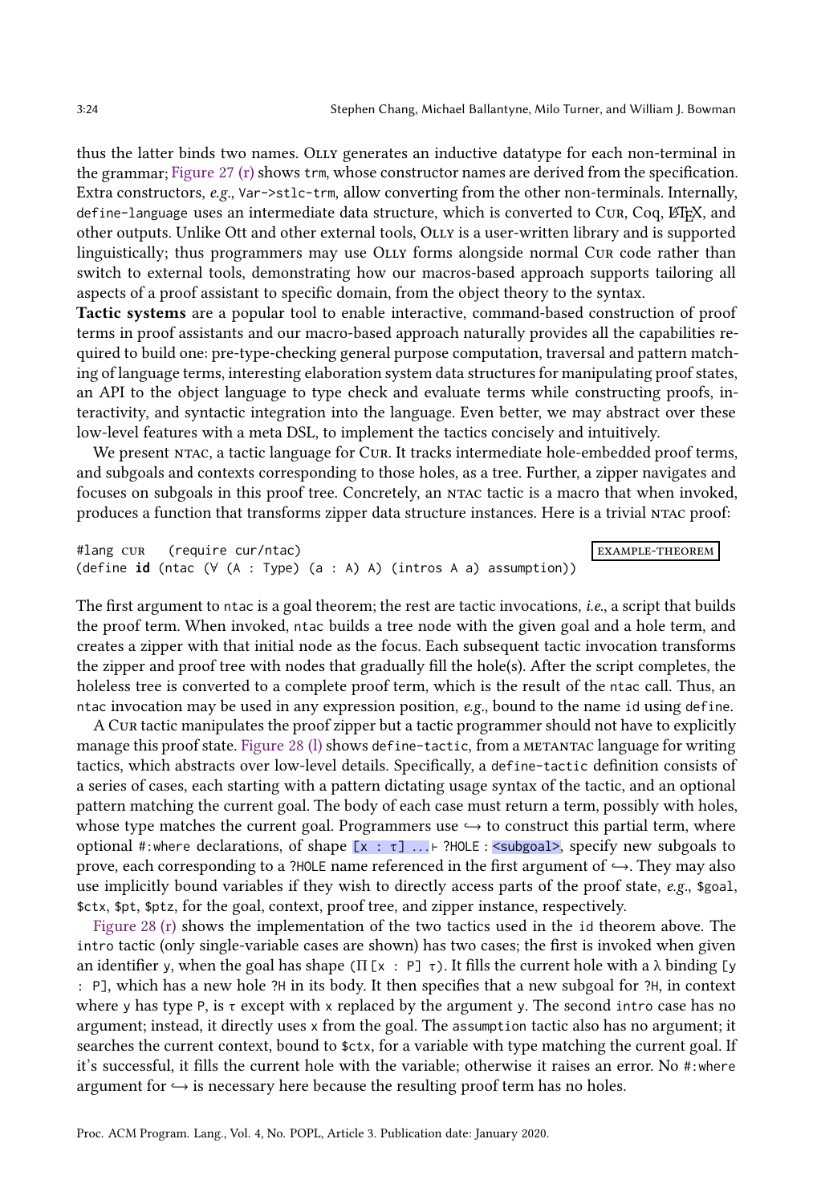thus the latter binds two names. Olly generates an inductive datatype for each non-terminal in the grammar; Figure 27 (r) shows `trm`, whose constructor names are derived from the specification. Extra constructors, *e.g.*, `Var->stlc-trm`, allow converting from the other non-terminals. Internally, `define-language` uses an intermediate data structure, which is converted to Cur, Coq, LaTeX, and other outputs. Unlike Ott and other external tools, Olly is a user-written library and is supported linguistically; thus programmers may use Olly forms alongside normal Cur code rather than switch to external tools, demonstrating how our macros-based approach supports tailoring all aspects of a proof assistant to specific domain, from the object theory to the syntax.

**Tactic systems** are a popular tool to enable interactive, command-based construction of proof terms in proof assistants and our macro-based approach naturally provides all the capabilities required to build one: pre-type-checking general purpose computation, traversal and pattern matching of language terms, interesting elaboration system data structures for manipulating proof states, an API to the object language to type check and evaluate terms while constructing proofs, interactivity, and syntactic integration into the language. Even better, we may abstract over these low-level features with a meta DSL, to implement the tactics concisely and intuitively.

We present ntac, a tactic language for Cur. It tracks intermediate hole-embedded proof terms, and subgoals and contexts corresponding to those holes, as a tree. Further, a zipper navigates and focuses on subgoals in this proof tree. Concretely, an ntac tactic is a macro that when invoked, produces a function that transforms zipper data structure instances. Here is a trivial ntac proof:

```
#lang cur   (require cur/ntac)                                        EXAMPLE-THEOREM
(define id (ntac (∀ (A : Type) (a : A) A) (intros A a) assumption))
```

The first argument to `ntac` is a goal theorem; the rest are tactic invocations, *i.e.*, a script that builds the proof term. When invoked, `ntac` builds a tree node with the given goal and a hole term, and creates a zipper with that initial node as the focus. Each subsequent tactic invocation transforms the zipper and proof tree with nodes that gradually fill the hole(s). After the script completes, the holeless tree is converted to a complete proof term, which is the result of the `ntac` call. Thus, an `ntac` invocation may be used in any expression position, *e.g.*, bound to the name `id` using `define`.

A Cur tactic manipulates the proof zipper but a tactic programmer should not have to explicitly manage this proof state. Figure 28 (l) shows `define-tactic`, from a metantac language for writing tactics, which abstracts over low-level details. Specifically, a `define-tactic` definition consists of a series of cases, each starting with a pattern dictating usage syntax of the tactic, and an optional pattern matching the current goal. The body of each case must return a term, possibly with holes, whose type matches the current goal. Programmers use ↪ to construct this partial term, where optional `#:where` declarations, of shape `[x : τ] ... ⊢ ?HOLE : <subgoal>`, specify new subgoals to prove, each corresponding to a `?HOLE` name referenced in the first argument of ↪. They may also use implicitly bound variables if they wish to directly access parts of the proof state, *e.g.*, `$goal`, `$ctx`, `$pt`, `$ptz`, for the goal, context, proof tree, and zipper instance, respectively.

Figure 28 (r) shows the implementation of the two tactics used in the `id` theorem above. The `intro` tactic (only single-variable cases are shown) has two cases; the first is invoked when given an identifier `y`, when the goal has shape `(Π [x : P] τ)`. It fills the current hole with a λ binding `[y : P]`, which has a new hole `?H` in its body. It then specifies that a new subgoal for `?H`, in context where `y` has type `P`, is `τ` except with `x` replaced by the argument `y`. The second `intro` case has no argument; instead, it directly uses `x` from the goal. The `assumption` tactic also has no argument; it searches the current context, bound to `$ctx`, for a variable with type matching the current goal. If it's successful, it fills the current hole with the variable; otherwise it raises an error. No `#:where` argument for ↪ is necessary here because the resulting proof term has no holes.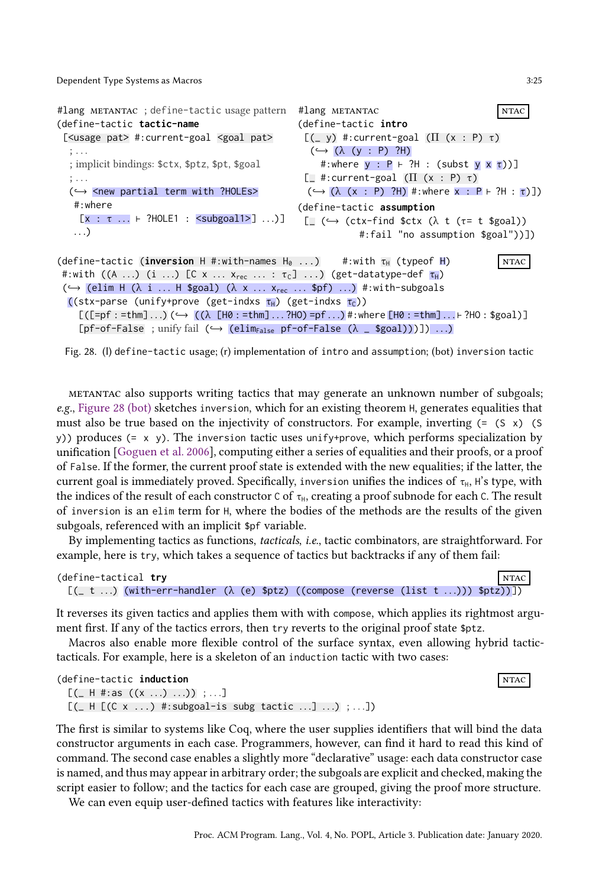```
#lang METANTAC ; define-tactic usage pattern
(define-tactic tactic-name
 [<usage pat> #:current-goal <goal pat>
  ; ...
  ; implicit bindings: $ctx, $ptz, $pt, $goal
  ; ...
  (↪ <new partial term with ?HOLEs>
   #:where
    [x : τ ... ⊢ ?HOLE1 : <subgoal1>] ...)]
  ...)
```

```
#lang METANTAC                                    NTAC
(define-tactic intro
 [(_ y) #:current-goal (Π (x : P) τ)
  (↪ (λ (y : P) ?H)
    #:where y : P ⊢ ?H : (subst y x τ))]
 [_ #:current-goal (Π (x : P) τ)
  (↪ (λ (x : P) ?H) #:where x : P ⊢ ?H : τ)])
(define-tactic assumption
 [_ (↪ (ctx-find $ctx (λ t (τ= t $goal))
          #:fail "no assumption $goal"))])
```

```
(define-tactic (inversion H #:with-names H₀ ...)    #:with τ_H (typeof H)      NTAC
 #:with ((A ...) (i ...) [C x ... x_rec ... : τ_C] ...) (get-datatype-def τ_H)
 (↪ (elim H (λ i ... H $goal) (λ x ... x_rec ... $pf) ...) #:with-subgoals
  ((stx-parse (unify+prove (get-indxs τ_H) (get-indxs τ_C))
    [([=pf : =thm] ...) (↪ ((λ [H0 : =thm] ... ?HO) =pf ...) #:where [H0 : =thm] ... ⊢ ?HO : $goal)]
    [pf-of-False ; unify fail (↪ (elim_False pf-of-False (λ _ $goal)))])) ...)
```

Fig. 28. (l) define-tactic usage; (r) implementation of intro and assumption; (bot) inversion tactic

METANTAC also supports writing tactics that may generate an unknown number of subgoals; *e.g.*, Figure 28 (bot) sketches `inversion`, which for an existing theorem `H`, generates equalities that must also be true based on the injectivity of constructors. For example, inverting `(= (S x) (S y))` produces `(= x y)`. The `inversion` tactic uses `unify+prove`, which performs specialization by unification [Goguen et al. 2006], computing either a series of equalities and their proofs, or a proof of `False`. If the former, the current proof state is extended with the new equalities; if the latter, the current goal is immediately proved. Specifically, `inversion` unifies the indices of $\tau_H$, `H`'s type, with the indices of the result of each constructor `C` of $\tau_H$, creating a proof subnode for each `C`. The result of `inversion` is an `elim` term for `H`, where the bodies of the methods are the results of the given subgoals, referenced with an implicit `$pf` variable.

By implementing tactics as functions, *tacticals*, *i.e.*, tactic combinators, are straightforward. For example, here is `try`, which takes a sequence of tactics but backtracks if any of them fail:

```
(define-tactical try                                                      NTAC
 [(_ t ...) (with-err-handler (λ (e) $ptz) ((compose (reverse (list t ...))) $ptz))])
```

It reverses its given tactics and applies them with with `compose`, which applies its rightmost argument first. If any of the tactics errors, then `try` reverts to the original proof state `$ptz`.

Macros also enable more flexible control of the surface syntax, even allowing hybrid tactic-tacticals. For example, here is a skeleton of an `induction` tactic with two cases:

```
(define-tactic induction                                                  NTAC
 [(_ H #:as ((x ...) ...)) ; ...]
 [(_ H [(C x ...) #:subgoal-is subg tactic ...] ...) ; ...])
```

The first is similar to systems like Coq, where the user supplies identifiers that will bind the data constructor arguments in each case. Programmers, however, can find it hard to read this kind of command. The second case enables a slightly more "declarative" usage: each data constructor case is named, and thus may appear in arbitrary order; the subgoals are explicit and checked, making the script easier to follow; and the tactics for each case are grouped, giving the proof more structure.

We can even equip user-defined tactics with features like interactivity: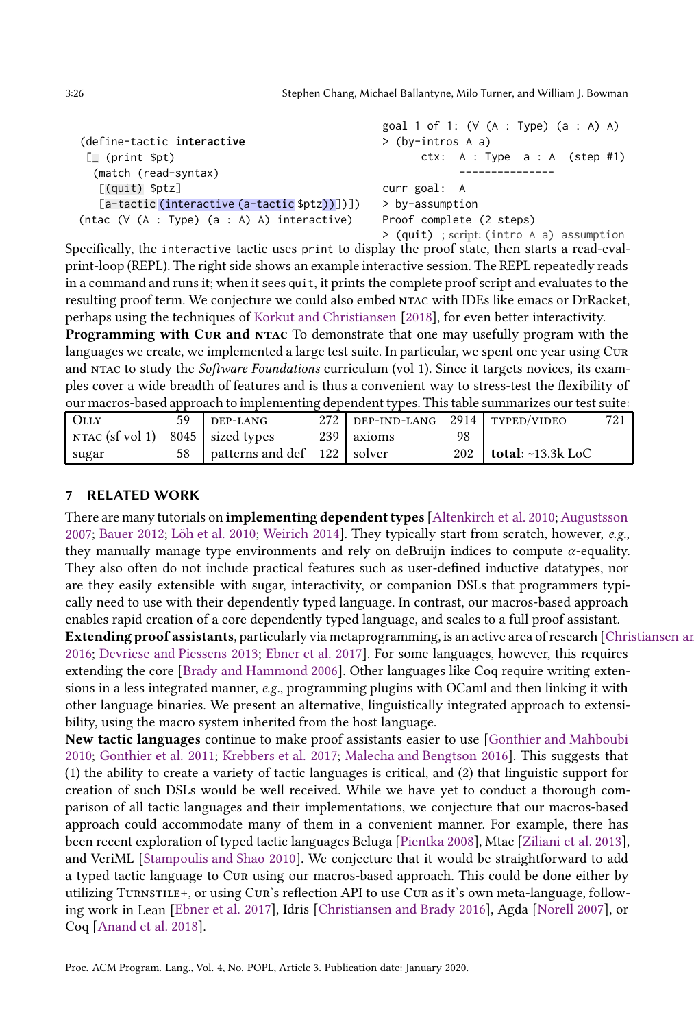```
(define-tactic interactive
 [_ (print $pt)
  (match (read-syntax)
   [(quit) $ptz]
   [a-tactic (interactive (a-tactic $ptz))])])
(ntac (∀ (A : Type) (a : A) A) interactive)
```

```
goal 1 of 1: (∀ (A : Type) (a : A) A)
> (by-intros A a)
      ctx:  A : Type   a : A   (step #1)
            ---------------
curr goal:  A
> by-assumption
Proof complete (2 steps)
> (quit) ; script: (intro A a) assumption
```

Specifically, the `interactive` tactic uses `print` to display the proof state, then starts a read-eval-print-loop (REPL). The right side shows an example interactive session. The REPL repeatedly reads in a command and runs it; when it sees `quit`, it prints the complete proof script and evaluates to the resulting proof term. We conjecture we could also embed NTAC with IDEs like emacs or DrRacket, perhaps using the techniques of Korkut and Christiansen [2018], for even better interactivity.

**Programming with Cur and NTAC** To demonstrate that one may usefully program with the languages we create, we implemented a large test suite. In particular, we spent one year using Cur and NTAC to study the *Software Foundations* curriculum (vol 1). Since it targets novices, its examples cover a wide breadth of features and is thus a convenient way to stress-test the flexibility of our macros-based approach to implementing dependent types. This table summarizes our test suite:

| | | | | | | | |
|---|---|---|---|---|---|---|---|
| OLLY | 59 | DEP-LANG | 272 | DEP-IND-LANG | 2914 | TYPED/VIDEO | 721 |
| NTAC (sf vol 1) | 8045 | sized types | 239 | axioms | 98 | | |
| sugar | 58 | patterns and def | 122 | solver | 202 | **total**: ~13.3k LoC | |

## 7 RELATED WORK

There are many tutorials on **implementing dependent types** [Altenkirch et al. 2010; Augustsson 2007; Bauer 2012; Löh et al. 2010; Weirich 2014]. They typically start from scratch, however, *e.g.*, they manually manage type environments and rely on deBruijn indices to compute $\alpha$-equality. They also often do not include practical features such as user-defined inductive datatypes, nor are they easily extensible with sugar, interactivity, or companion DSLs that programmers typically need to use with their dependently typed language. In contrast, our macros-based approach enables rapid creation of a core dependently typed language, and scales to a full proof assistant.

**Extending proof assistants**, particularly via metaprogramming, is an active area of research [Christiansen and Brady 2016; Devriese and Piessens 2013; Ebner et al. 2017]. For some languages, however, this requires extending the core [Brady and Hammond 2006]. Other languages like Coq require writing extensions in a less integrated manner, *e.g.*, programming plugins with OCaml and then linking it with other language binaries. We present an alternative, linguistically integrated approach to extensibility, using the macro system inherited from the host language.

**New tactic languages** continue to make proof assistants easier to use [Gonthier and Mahboubi 2010; Gonthier et al. 2011; Krebbers et al. 2017; Malecha and Bengtson 2016]. This suggests that (1) the ability to create a variety of tactic languages is critical, and (2) that linguistic support for creation of such DSLs would be well received. While we have yet to conduct a thorough comparison of all tactic languages and their implementations, we conjecture that our macros-based approach could accommodate many of them in a convenient manner. For example, there has been recent exploration of typed tactic languages Beluga [Pientka 2008], Mtac [Ziliani et al. 2013], and VeriML [Stampoulis and Shao 2010]. We conjecture that it would be straightforward to add a typed tactic language to Cur using our macros-based approach. This could be done either by utilizing TURNSTILE+, or using Cur's reflection API to use Cur as it's own meta-language, following work in Lean [Ebner et al. 2017], Idris [Christiansen and Brady 2016], Agda [Norell 2007], or Coq [Anand et al. 2018].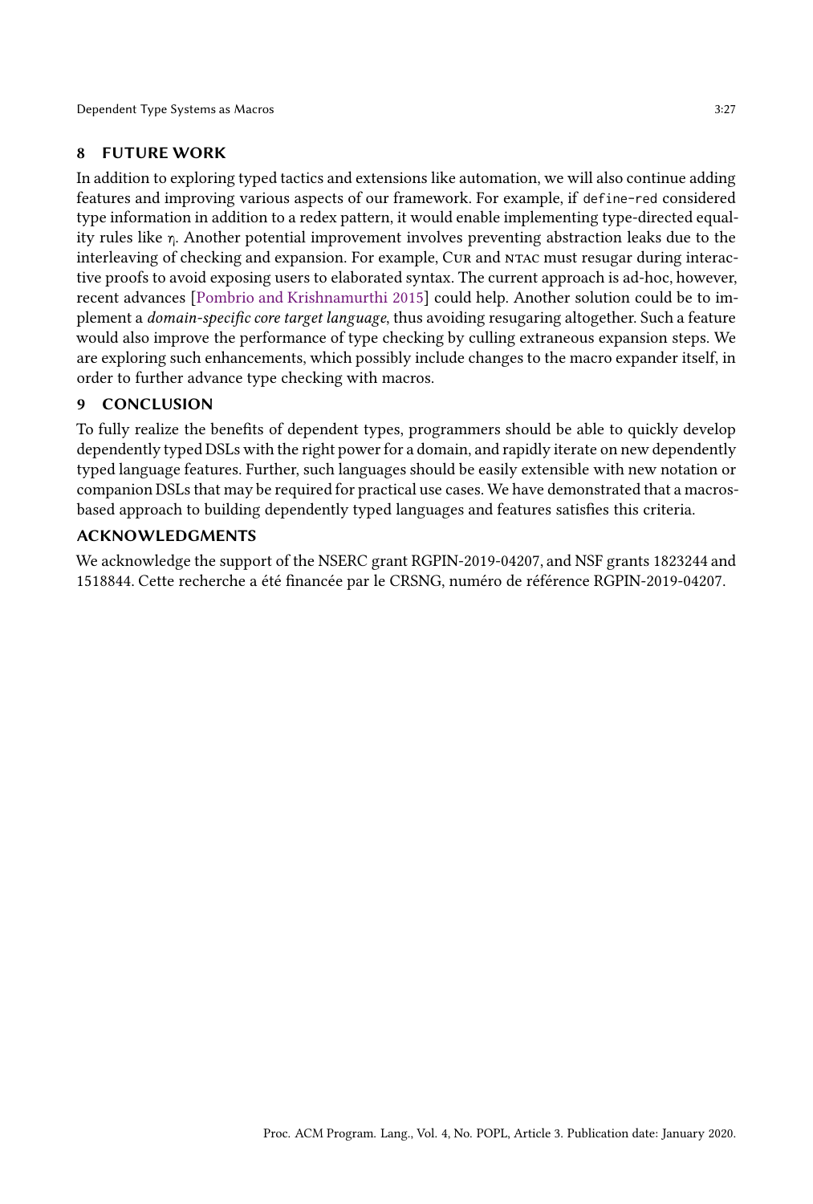## 8 FUTURE WORK

In addition to exploring typed tactics and extensions like automation, we will also continue adding features and improving various aspects of our framework. For example, if `define-red` considered type information in addition to a redex pattern, it would enable implementing type-directed equality rules like $\eta$. Another potential improvement involves preventing abstraction leaks due to the interleaving of checking and expansion. For example, Cur and ntac must resugar during interactive proofs to avoid exposing users to elaborated syntax. The current approach is ad-hoc, however, recent advances [Pombrio and Krishnamurthi 2015] could help. Another solution could be to implement a *domain-specific core target language*, thus avoiding resugaring altogether. Such a feature would also improve the performance of type checking by culling extraneous expansion steps. We are exploring such enhancements, which possibly include changes to the macro expander itself, in order to further advance type checking with macros.

## 9 CONCLUSION

To fully realize the benefits of dependent types, programmers should be able to quickly develop dependently typed DSLs with the right power for a domain, and rapidly iterate on new dependently typed language features. Further, such languages should be easily extensible with new notation or companion DSLs that may be required for practical use cases. We have demonstrated that a macros-based approach to building dependently typed languages and features satisfies this criteria.

## ACKNOWLEDGMENTS

We acknowledge the support of the NSERC grant RGPIN-2019-04207, and NSF grants 1823244 and 1518844. Cette recherche a été financée par le CRSNG, numéro de référence RGPIN-2019-04207.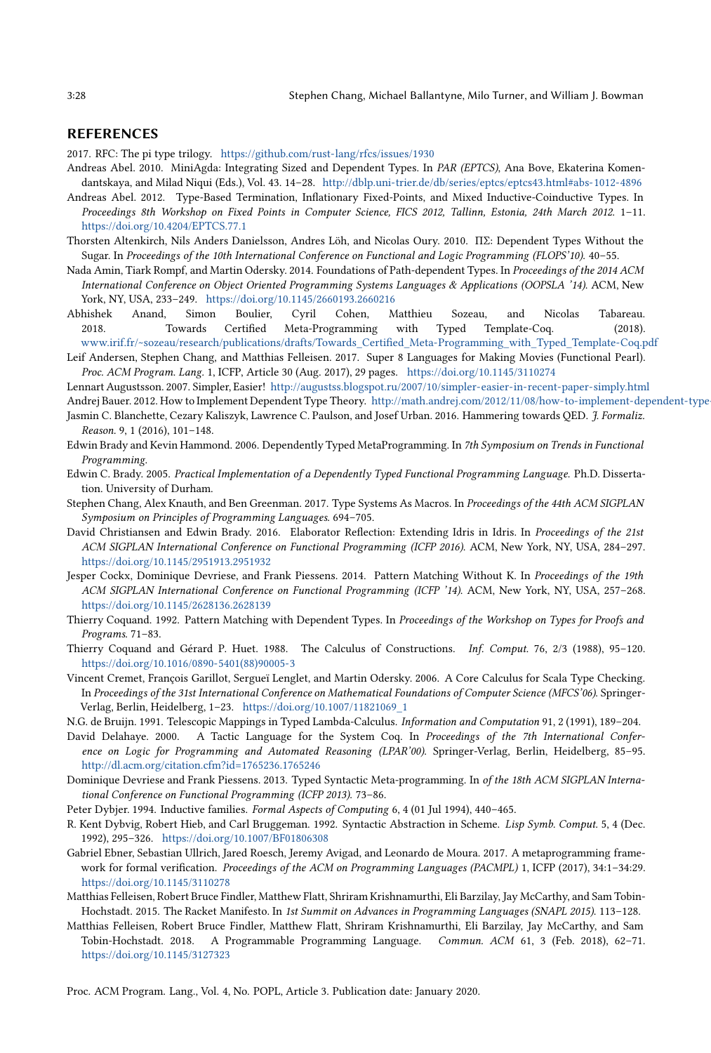## REFERENCES

2017. RFC: The pi type trilogy. https://github.com/rust-lang/rfcs/issues/1930

Andreas Abel. 2010. MiniAgda: Integrating Sized and Dependent Types. In *PAR (EPTCS)*, Ana Bove, Ekaterina Komendantskaya, and Milad Niqui (Eds.), Vol. 43. 14–28. http://dblp.uni-trier.de/db/series/eptcs/eptcs43.html#abs-1012-4896

Andreas Abel. 2012. Type-Based Termination, Inflationary Fixed-Points, and Mixed Inductive-Coinductive Types. In *Proceedings 8th Workshop on Fixed Points in Computer Science, FICS 2012, Tallinn, Estonia, 24th March 2012.* 1–11. https://doi.org/10.4204/EPTCS.77.1

Thorsten Altenkirch, Nils Anders Danielsson, Andres Löh, and Nicolas Oury. 2010. ΠΣ: Dependent Types Without the Sugar. In *Proceedings of the 10th International Conference on Functional and Logic Programming (FLOPS'10)*. 40–55.

Nada Amin, Tiark Rompf, and Martin Odersky. 2014. Foundations of Path-dependent Types. In *Proceedings of the 2014 ACM International Conference on Object Oriented Programming Systems Languages & Applications (OOPSLA '14)*. ACM, New York, NY, USA, 233–249. https://doi.org/10.1145/2660193.2660216

Abhishek Anand, Simon Boulier, Cyril Cohen, Matthieu Sozeau, and Nicolas Tabareau. 2018. Towards Certified Meta-Programming with Typed Template-Coq. (2018). www.irif.fr/~sozeau/research/publications/drafts/Towards_Certified_Meta-Programming_with_Typed_Template-Coq.pdf

Leif Andersen, Stephen Chang, and Matthias Felleisen. 2017. Super 8 Languages for Making Movies (Functional Pearl). *Proc. ACM Program. Lang.* 1, ICFP, Article 30 (Aug. 2017), 29 pages. https://doi.org/10.1145/3110274

Lennart Augustsson. 2007. Simpler, Easier! http://augustss.blogspot.ru/2007/10/simpler-easier-in-recent-paper-simply.html

Andrej Bauer. 2012. How to Implement Dependent Type Theory. http://math.andrej.com/2012/11/08/how-to-implement-dependent-type-

Jasmin C. Blanchette, Cezary Kaliszyk, Lawrence C. Paulson, and Josef Urban. 2016. Hammering towards QED. *J. Formaliz. Reason.* 9, 1 (2016), 101–148.

Edwin Brady and Kevin Hammond. 2006. Dependently Typed MetaProgramming. In *7th Symposium on Trends in Functional Programming*.

Edwin C. Brady. 2005. *Practical Implementation of a Dependently Typed Functional Programming Language.* Ph.D. Dissertation. University of Durham.

Stephen Chang, Alex Knauth, and Ben Greenman. 2017. Type Systems As Macros. In *Proceedings of the 44th ACM SIGPLAN Symposium on Principles of Programming Languages*. 694–705.

David Christiansen and Edwin Brady. 2016. Elaborator Reflection: Extending Idris in Idris. In *Proceedings of the 21st ACM SIGPLAN International Conference on Functional Programming (ICFP 2016)*. ACM, New York, NY, USA, 284–297. https://doi.org/10.1145/2951913.2951932

Jesper Cockx, Dominique Devriese, and Frank Piessens. 2014. Pattern Matching Without K. In *Proceedings of the 19th ACM SIGPLAN International Conference on Functional Programming (ICFP '14)*. ACM, New York, NY, USA, 257–268. https://doi.org/10.1145/2628136.2628139

Thierry Coquand. 1992. Pattern Matching with Dependent Types. In *Proceedings of the Workshop on Types for Proofs and Programs*. 71–83.

Thierry Coquand and Gérard P. Huet. 1988. The Calculus of Constructions. *Inf. Comput.* 76, 2/3 (1988), 95–120. https://doi.org/10.1016/0890-5401(88)90005-3

Vincent Cremet, François Garillot, Sergueï Lenglet, and Martin Odersky. 2006. A Core Calculus for Scala Type Checking. In *Proceedings of the 31st International Conference on Mathematical Foundations of Computer Science (MFCS'06)*. Springer-Verlag, Berlin, Heidelberg, 1–23. https://doi.org/10.1007/11821069_1

N.G. de Bruijn. 1991. Telescopic Mappings in Typed Lambda-Calculus. *Information and Computation* 91, 2 (1991), 189–204.

David Delahaye. 2000. A Tactic Language for the System Coq. In *Proceedings of the 7th International Conference on Logic for Programming and Automated Reasoning (LPAR'00)*. Springer-Verlag, Berlin, Heidelberg, 85–95. http://dl.acm.org/citation.cfm?id=1765236.1765246

Dominique Devriese and Frank Piessens. 2013. Typed Syntactic Meta-programming. In *of the 18th ACM SIGPLAN International Conference on Functional Programming (ICFP 2013)*. 73–86.

Peter Dybjer. 1994. Inductive families. *Formal Aspects of Computing* 6, 4 (01 Jul 1994), 440–465.

R. Kent Dybvig, Robert Hieb, and Carl Bruggeman. 1992. Syntactic Abstraction in Scheme. *Lisp Symb. Comput.* 5, 4 (Dec. 1992), 295–326. https://doi.org/10.1007/BF01806308

Gabriel Ebner, Sebastian Ullrich, Jared Roesch, Jeremy Avigad, and Leonardo de Moura. 2017. A metaprogramming framework for formal verification. *Proceedings of the ACM on Programming Languages (PACMPL)* 1, ICFP (2017), 34:1–34:29. https://doi.org/10.1145/3110278

Matthias Felleisen, Robert Bruce Findler, Matthew Flatt, Shriram Krishnamurthi, Eli Barzilay, Jay McCarthy, and Sam Tobin-Hochstadt. 2015. The Racket Manifesto. In *1st Summit on Advances in Programming Languages (SNAPL 2015)*. 113–128.

Matthias Felleisen, Robert Bruce Findler, Matthew Flatt, Shriram Krishnamurthi, Eli Barzilay, Jay McCarthy, and Sam Tobin-Hochstadt. 2018. A Programmable Programming Language. *Commun. ACM* 61, 3 (Feb. 2018), 62–71. https://doi.org/10.1145/3127323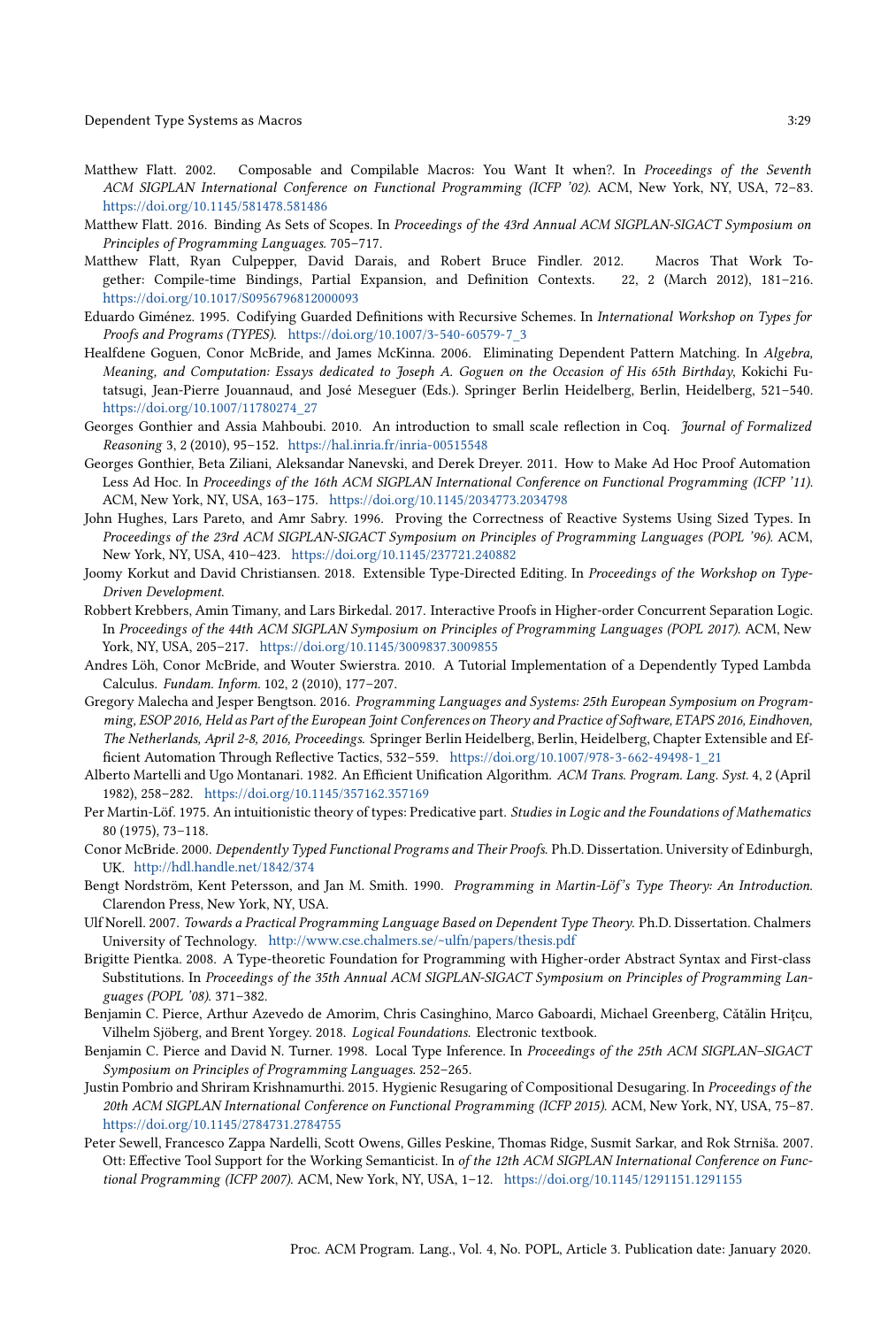Matthew Flatt. 2002. Composable and Compilable Macros: You Want It when?. In *Proceedings of the Seventh ACM SIGPLAN International Conference on Functional Programming (ICFP '02)*. ACM, New York, NY, USA, 72–83. https://doi.org/10.1145/581478.581486

Matthew Flatt. 2016. Binding As Sets of Scopes. In *Proceedings of the 43rd Annual ACM SIGPLAN-SIGACT Symposium on Principles of Programming Languages*. 705–717.

Matthew Flatt, Ryan Culpepper, David Darais, and Robert Bruce Findler. 2012. Macros That Work Together: Compile-time Bindings, Partial Expansion, and Definition Contexts. 22, 2 (March 2012), 181–216. https://doi.org/10.1017/S0956796812000093

Eduardo Giménez. 1995. Codifying Guarded Definitions with Recursive Schemes. In *International Workshop on Types for Proofs and Programs (TYPES)*. https://doi.org/10.1007/3-540-60579-7_3

Healfdene Goguen, Conor McBride, and James McKinna. 2006. Eliminating Dependent Pattern Matching. In *Algebra, Meaning, and Computation: Essays dedicated to Joseph A. Goguen on the Occasion of His 65th Birthday*, Kokichi Futatsugi, Jean-Pierre Jouannaud, and José Meseguer (Eds.). Springer Berlin Heidelberg, Berlin, Heidelberg, 521–540. https://doi.org/10.1007/11780274_27

Georges Gonthier and Assia Mahboubi. 2010. An introduction to small scale reflection in Coq. *Journal of Formalized Reasoning* 3, 2 (2010), 95–152. https://hal.inria.fr/inria-00515548

Georges Gonthier, Beta Ziliani, Aleksandar Nanevski, and Derek Dreyer. 2011. How to Make Ad Hoc Proof Automation Less Ad Hoc. In *Proceedings of the 16th ACM SIGPLAN International Conference on Functional Programming (ICFP '11)*. ACM, New York, NY, USA, 163–175. https://doi.org/10.1145/2034773.2034798

John Hughes, Lars Pareto, and Amr Sabry. 1996. Proving the Correctness of Reactive Systems Using Sized Types. In *Proceedings of the 23rd ACM SIGPLAN-SIGACT Symposium on Principles of Programming Languages (POPL '96)*. ACM, New York, NY, USA, 410–423. https://doi.org/10.1145/237721.240882

Joomy Korkut and David Christiansen. 2018. Extensible Type-Directed Editing. In *Proceedings of the Workshop on Type-Driven Development*.

Robbert Krebbers, Amin Timany, and Lars Birkedal. 2017. Interactive Proofs in Higher-order Concurrent Separation Logic. In *Proceedings of the 44th ACM SIGPLAN Symposium on Principles of Programming Languages (POPL 2017)*. ACM, New York, NY, USA, 205–217. https://doi.org/10.1145/3009837.3009855

Andres Löh, Conor McBride, and Wouter Swierstra. 2010. A Tutorial Implementation of a Dependently Typed Lambda Calculus. *Fundam. Inform.* 102, 2 (2010), 177–207.

Gregory Malecha and Jesper Bengtson. 2016. *Programming Languages and Systems: 25th European Symposium on Programming, ESOP 2016, Held as Part of the European Joint Conferences on Theory and Practice of Software, ETAPS 2016, Eindhoven, The Netherlands, April 2-8, 2016, Proceedings.* Springer Berlin Heidelberg, Berlin, Heidelberg, Chapter Extensible and Efficient Automation Through Reflective Tactics, 532–559. https://doi.org/10.1007/978-3-662-49498-1_21

Alberto Martelli and Ugo Montanari. 1982. An Efficient Unification Algorithm. *ACM Trans. Program. Lang. Syst.* 4, 2 (April 1982), 258–282. https://doi.org/10.1145/357162.357169

Per Martin-Löf. 1975. An intuitionistic theory of types: Predicative part. *Studies in Logic and the Foundations of Mathematics* 80 (1975), 73–118.

Conor McBride. 2000. *Dependently Typed Functional Programs and Their Proofs.* Ph.D. Dissertation. University of Edinburgh, UK. http://hdl.handle.net/1842/374

Bengt Nordström, Kent Petersson, and Jan M. Smith. 1990. *Programming in Martin-Löf's Type Theory: An Introduction.* Clarendon Press, New York, NY, USA.

Ulf Norell. 2007. *Towards a Practical Programming Language Based on Dependent Type Theory.* Ph.D. Dissertation. Chalmers University of Technology. http://www.cse.chalmers.se/~ulfn/papers/thesis.pdf

Brigitte Pientka. 2008. A Type-theoretic Foundation for Programming with Higher-order Abstract Syntax and First-class Substitutions. In *Proceedings of the 35th Annual ACM SIGPLAN-SIGACT Symposium on Principles of Programming Languages (POPL '08)*. 371–382.

Benjamin C. Pierce, Arthur Azevedo de Amorim, Chris Casinghino, Marco Gaboardi, Michael Greenberg, Cătălin Hriţcu, Vilhelm Sjöberg, and Brent Yorgey. 2018. *Logical Foundations.* Electronic textbook.

Benjamin C. Pierce and David N. Turner. 1998. Local Type Inference. In *Proceedings of the 25th ACM SIGPLAN–SIGACT Symposium on Principles of Programming Languages*. 252–265.

Justin Pombrio and Shriram Krishnamurthi. 2015. Hygienic Resugaring of Compositional Desugaring. In *Proceedings of the 20th ACM SIGPLAN International Conference on Functional Programming (ICFP 2015)*. ACM, New York, NY, USA, 75–87. https://doi.org/10.1145/2784731.2784755

Peter Sewell, Francesco Zappa Nardelli, Scott Owens, Gilles Peskine, Thomas Ridge, Susmit Sarkar, and Rok Strniša. 2007. Ott: Effective Tool Support for the Working Semanticist. In *of the 12th ACM SIGPLAN International Conference on Functional Programming (ICFP 2007)*. ACM, New York, NY, USA, 1–12. https://doi.org/10.1145/1291151.1291155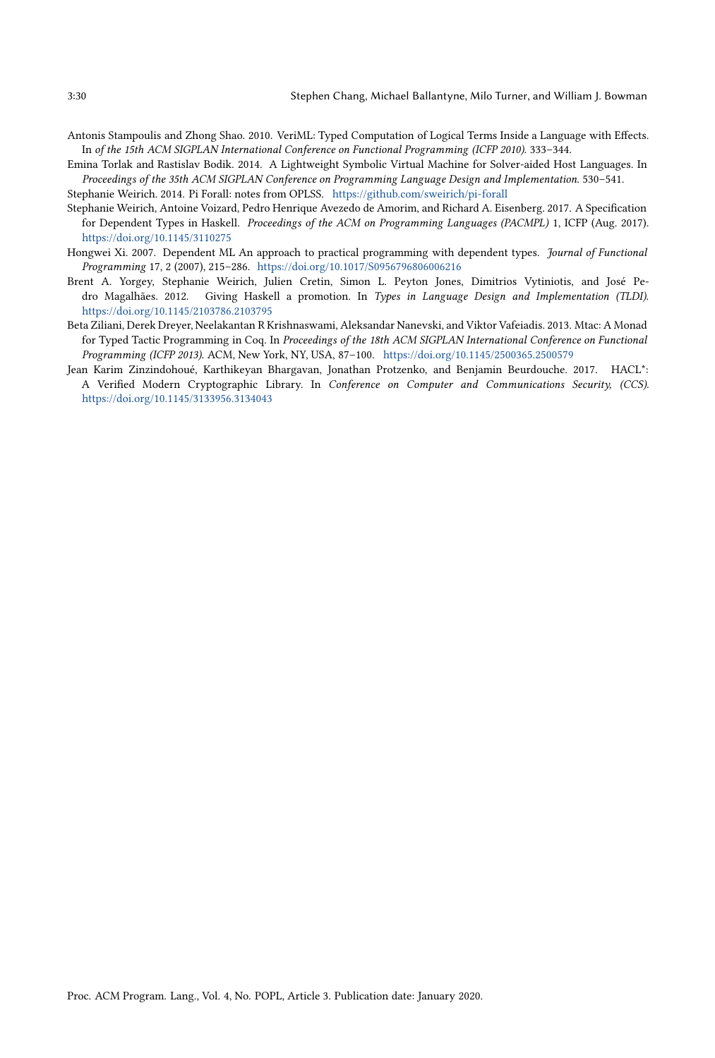Antonis Stampoulis and Zhong Shao. 2010. VeriML: Typed Computation of Logical Terms Inside a Language with Effects. In *of the 15th ACM SIGPLAN International Conference on Functional Programming (ICFP 2010)*. 333–344.

Emina Torlak and Rastislav Bodik. 2014. A Lightweight Symbolic Virtual Machine for Solver-aided Host Languages. In *Proceedings of the 35th ACM SIGPLAN Conference on Programming Language Design and Implementation*. 530–541.

Stephanie Weirich. 2014. Pi Forall: notes from OPLSS. https://github.com/sweirich/pi-forall

Stephanie Weirich, Antoine Voizard, Pedro Henrique Avezedo de Amorim, and Richard A. Eisenberg. 2017. A Specification for Dependent Types in Haskell. *Proceedings of the ACM on Programming Languages (PACMPL)* 1, ICFP (Aug. 2017). https://doi.org/10.1145/3110275

Hongwei Xi. 2007. Dependent ML An approach to practical programming with dependent types. *Journal of Functional Programming* 17, 2 (2007), 215–286. https://doi.org/10.1017/S0956796806006216

Brent A. Yorgey, Stephanie Weirich, Julien Cretin, Simon L. Peyton Jones, Dimitrios Vytiniotis, and José Pedro Magalhães. 2012. Giving Haskell a promotion. In *Types in Language Design and Implementation (TLDI)*. https://doi.org/10.1145/2103786.2103795

Beta Ziliani, Derek Dreyer, Neelakantan R Krishnaswami, Aleksandar Nanevski, and Viktor Vafeiadis. 2013. Mtac: A Monad for Typed Tactic Programming in Coq. In *Proceedings of the 18th ACM SIGPLAN International Conference on Functional Programming (ICFP 2013)*. ACM, New York, NY, USA, 87–100. https://doi.org/10.1145/2500365.2500579

Jean Karim Zinzindohoué, Karthikeyan Bhargavan, Jonathan Protzenko, and Benjamin Beurdouche. 2017. HACL*: A Verified Modern Cryptographic Library. In *Conference on Computer and Communications Security, (CCS)*. https://doi.org/10.1145/3133956.3134043